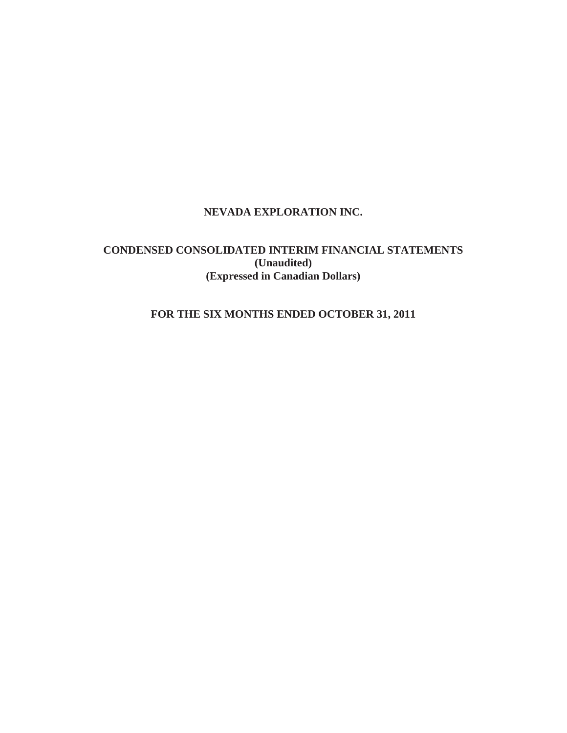# NEVADA EXPLORATION INC.

## CONDENSED CONSOLIDATED INTERIM FINANCIAL STATEMENTS
**(Unaudited)**
**(Expressed in Canadian Dollars)**

## FOR THE SIX MONTHS ENDED OCTOBER 31, 2011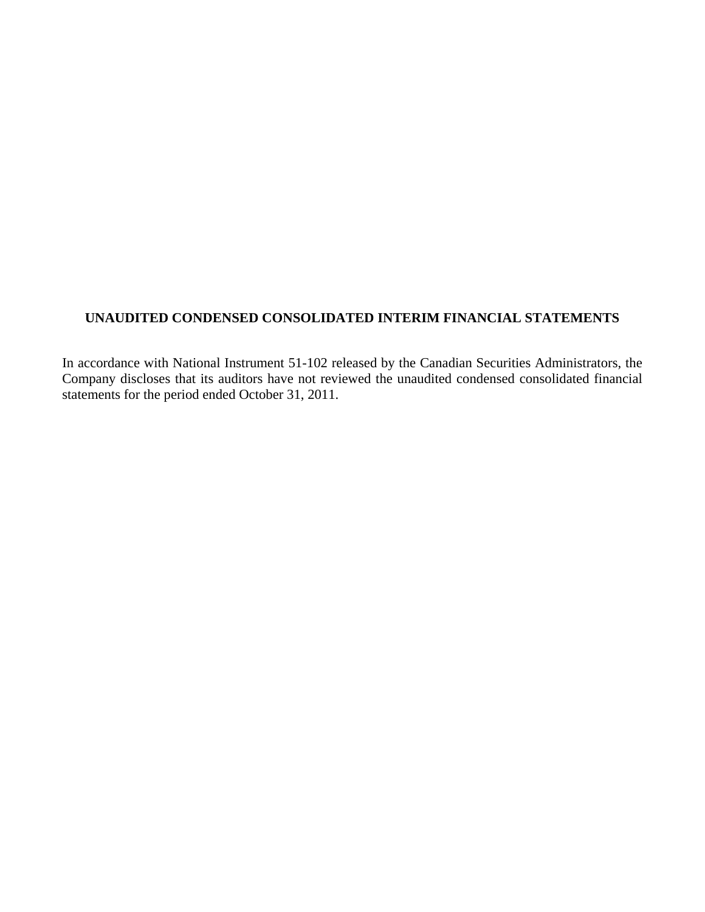**UNAUDITED CONDENSED CONSOLIDATED INTERIM FINANCIAL STATEMENTS**

In accordance with National Instrument 51-102 released by the Canadian Securities Administrators, the Company discloses that its auditors have not reviewed the unaudited condensed consolidated financial statements for the period ended October 31, 2011.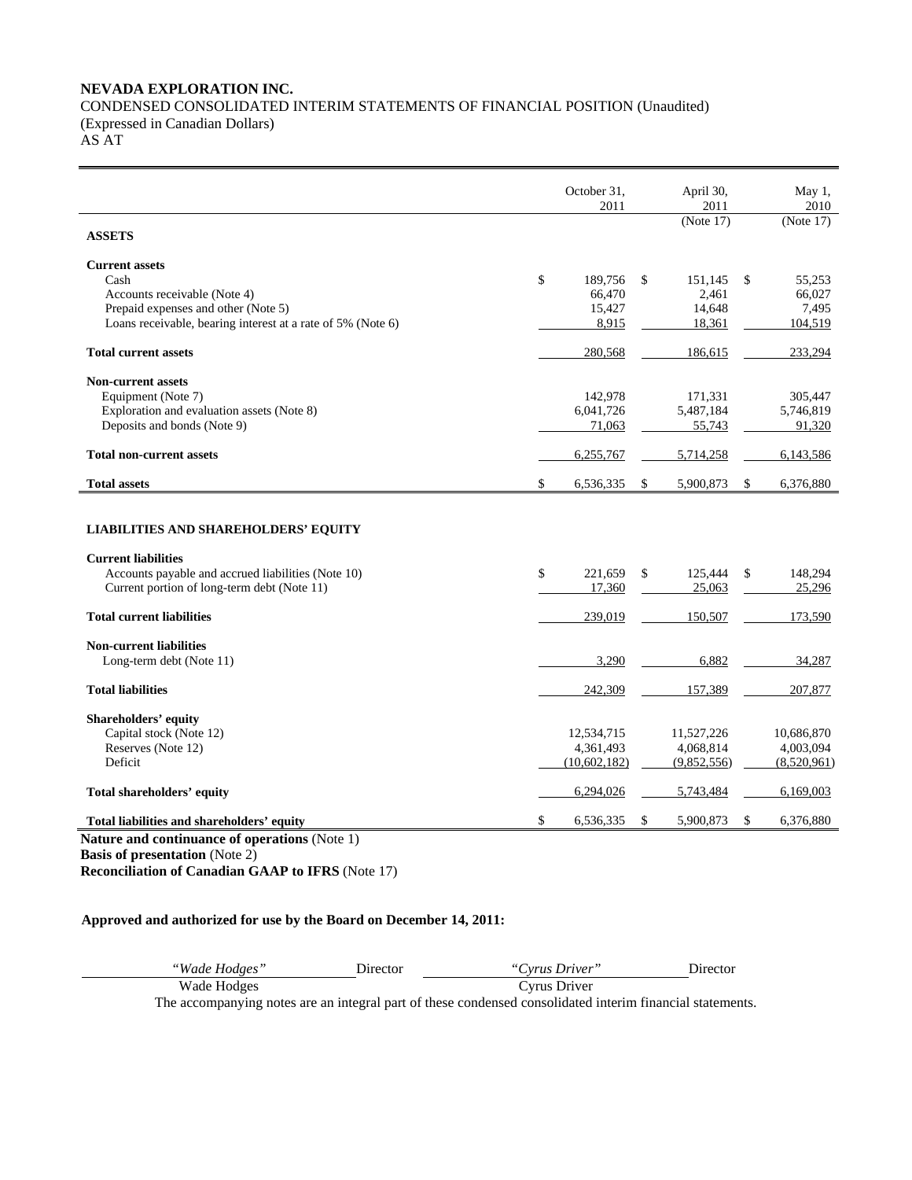**NEVADA EXPLORATION INC.**
CONDENSED CONSOLIDATED INTERIM STATEMENTS OF FINANCIAL POSITION (Unaudited)
(Expressed in Canadian Dollars)
AS AT

| | October 31, 2011 | April 30, 2011 | May 1, 2010 |
|---|---|---|---|
| | | (Note 17) | (Note 17) |
| **ASSETS** | | | |
| **Current assets** | | | |
| Cash | $ 189,756 | $ 151,145 | $ 55,253 |
| Accounts receivable (Note 4) | 66,470 | 2,461 | 66,027 |
| Prepaid expenses and other (Note 5) | 15,427 | 14,648 | 7,495 |
| Loans receivable, bearing interest at a rate of 5% (Note 6) | 8,915 | 18,361 | 104,519 |
| **Total current assets** | 280,568 | 186,615 | 233,294 |
| **Non-current assets** | | | |
| Equipment (Note 7) | 142,978 | 171,331 | 305,447 |
| Exploration and evaluation assets (Note 8) | 6,041,726 | 5,487,184 | 5,746,819 |
| Deposits and bonds (Note 9) | 71,063 | 55,743 | 91,320 |
| **Total non-current assets** | 6,255,767 | 5,714,258 | 6,143,586 |
| **Total assets** | $ 6,536,335 | $ 5,900,873 | $ 6,376,880 |
| **LIABILITIES AND SHAREHOLDERS' EQUITY** | | | |
| **Current liabilities** | | | |
| Accounts payable and accrued liabilities (Note 10) | $ 221,659 | $ 125,444 | $ 148,294 |
| Current portion of long-term debt (Note 11) | 17,360 | 25,063 | 25,296 |
| **Total current liabilities** | 239,019 | 150,507 | 173,590 |
| **Non-current liabilities** | | | |
| Long-term debt (Note 11) | 3,290 | 6,882 | 34,287 |
| **Total liabilities** | 242,309 | 157,389 | 207,877 |
| **Shareholders' equity** | | | |
| Capital stock (Note 12) | 12,534,715 | 11,527,226 | 10,686,870 |
| Reserves (Note 12) | 4,361,493 | 4,068,814 | 4,003,094 |
| Deficit | (10,602,182) | (9,852,556) | (8,520,961) |
| **Total shareholders' equity** | 6,294,026 | 5,743,484 | 6,169,003 |
| **Total liabilities and shareholders' equity** | $ 6,536,335 | $ 5,900,873 | $ 6,376,880 |

**Nature and continuance of operations** (Note 1)
**Basis of presentation** (Note 2)
**Reconciliation of Canadian GAAP to IFRS** (Note 17)

**Approved and authorized for use by the Board on December 14, 2011:**

| *"Wade Hodges"* | Director | *"Cyrus Driver"* | Director |
|---|---|---|---|
| Wade Hodges | | Cyrus Driver | |

The accompanying notes are an integral part of these condensed consolidated interim financial statements.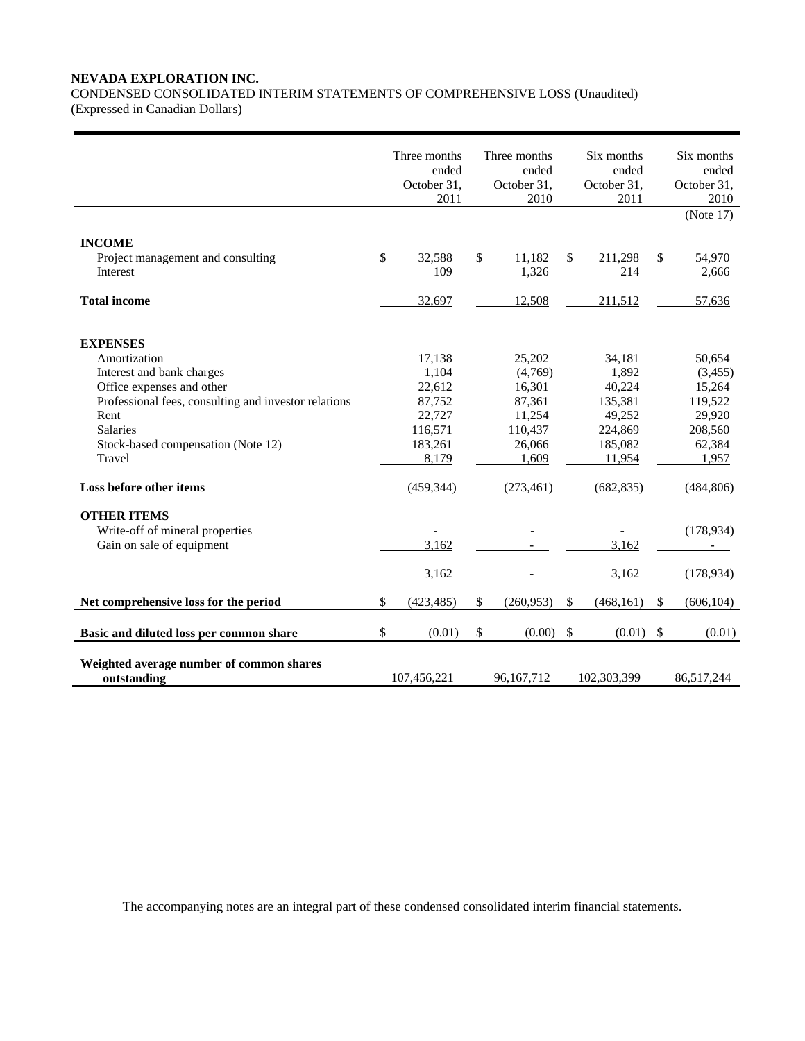**NEVADA EXPLORATION INC.**

CONDENSED CONSOLIDATED INTERIM STATEMENTS OF COMPREHENSIVE LOSS (Unaudited)
(Expressed in Canadian Dollars)

| | Three months ended October 31, 2011 | Three months ended October 31, 2010 | Six months ended October 31, 2011 | Six months ended October 31, 2010 (Note 17) |
|---|---|---|---|---|
| **INCOME** | | | | |
| Project management and consulting | $ 32,588 | $ 11,182 | $ 211,298 | $ 54,970 |
| Interest | 109 | 1,326 | 214 | 2,666 |
| **Total income** | 32,697 | 12,508 | 211,512 | 57,636 |
| **EXPENSES** | | | | |
| Amortization | 17,138 | 25,202 | 34,181 | 50,654 |
| Interest and bank charges | 1,104 | (4,769) | 1,892 | (3,455) |
| Office expenses and other | 22,612 | 16,301 | 40,224 | 15,264 |
| Professional fees, consulting and investor relations | 87,752 | 87,361 | 135,381 | 119,522 |
| Rent | 22,727 | 11,254 | 49,252 | 29,920 |
| Salaries | 116,571 | 110,437 | 224,869 | 208,560 |
| Stock-based compensation (Note 12) | 183,261 | 26,066 | 185,082 | 62,384 |
| Travel | 8,179 | 1,609 | 11,954 | 1,957 |
| **Loss before other items** | (459,344) | (273,461) | (682,835) | (484,806) |
| **OTHER ITEMS** | | | | |
| Write-off of mineral properties | - | - | - | (178,934) |
| Gain on sale of equipment | 3,162 | - | 3,162 | - |
| | 3,162 | - | 3,162 | (178,934) |
| **Net comprehensive loss for the period** | $ (423,485) | $ (260,953) | $ (468,161) | $ (606,104) |
| **Basic and diluted loss per common share** | $ (0.01) | $ (0.00) | $ (0.01) | $ (0.01) |
| **Weighted average number of common shares outstanding** | 107,456,221 | 96,167,712 | 102,303,399 | 86,517,244 |

The accompanying notes are an integral part of these condensed consolidated interim financial statements.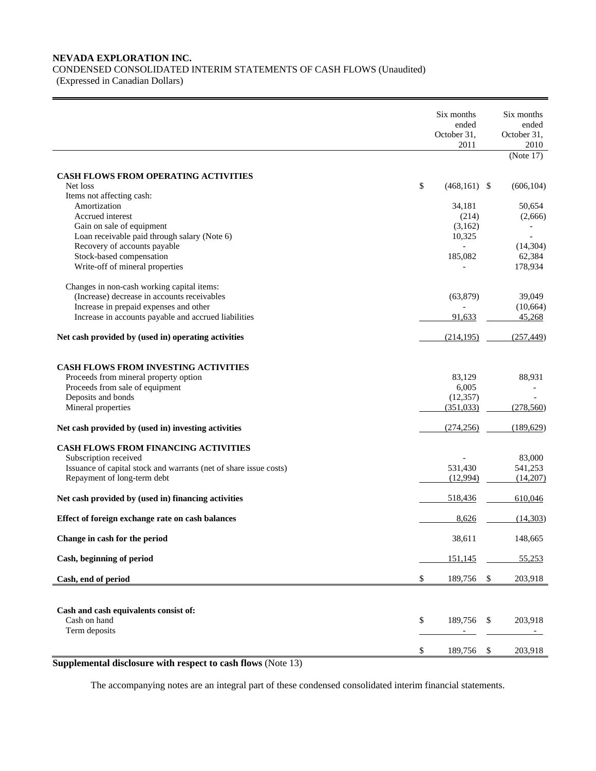**NEVADA EXPLORATION INC.**
CONDENSED CONSOLIDATED INTERIM STATEMENTS OF CASH FLOWS (Unaudited)
(Expressed in Canadian Dollars)

| | Six months ended October 31, 2011 | Six months ended October 31, 2010 (Note 17) |
|---|---|---|
| **CASH FLOWS FROM OPERATING ACTIVITIES** | | |
| Net loss | $ (468,161) | $ (606,104) |
| Items not affecting cash: | | |
| Amortization | 34,181 | 50,654 |
| Accrued interest | (214) | (2,666) |
| Gain on sale of equipment | (3,162) | - |
| Loan receivable paid through salary (Note 6) | 10,325 | - |
| Recovery of accounts payable | - | (14,304) |
| Stock-based compensation | 185,082 | 62,384 |
| Write-off of mineral properties | - | 178,934 |
| Changes in non-cash working capital items: | | |
| (Increase) decrease in accounts receivables | (63,879) | 39,049 |
| Increase in prepaid expenses and other | - | (10,664) |
| Increase in accounts payable and accrued liabilities | 91,633 | 45,268 |
| **Net cash provided by (used in) operating activities** | (214,195) | (257,449) |
| **CASH FLOWS FROM INVESTING ACTIVITIES** | | |
| Proceeds from mineral property option | 83,129 | 88,931 |
| Proceeds from sale of equipment | 6,005 | - |
| Deposits and bonds | (12,357) | - |
| Mineral properties | (351,033) | (278,560) |
| **Net cash provided by (used in) investing activities** | (274,256) | (189,629) |
| **CASH FLOWS FROM FINANCING ACTIVITIES** | | |
| Subscription received | - | 83,000 |
| Issuance of capital stock and warrants (net of share issue costs) | 531,430 | 541,253 |
| Repayment of long-term debt | (12,994) | (14,207) |
| **Net cash provided by (used in) financing activities** | 518,436 | 610,046 |
| **Effect of foreign exchange rate on cash balances** | 8,626 | (14,303) |
| **Change in cash for the period** | 38,611 | 148,665 |
| **Cash, beginning of period** | 151,145 | 55,253 |
| **Cash, end of period** | $ 189,756 | $ 203,918 |
| | | |
| **Cash and cash equivalents consist of:** | | |
| Cash on hand | $ 189,756 | $ 203,918 |
| Term deposits | - | - |
| | $ 189,756 | $ 203,918 |

**Supplemental disclosure with respect to cash flows** (Note 13)

The accompanying notes are an integral part of these condensed consolidated interim financial statements.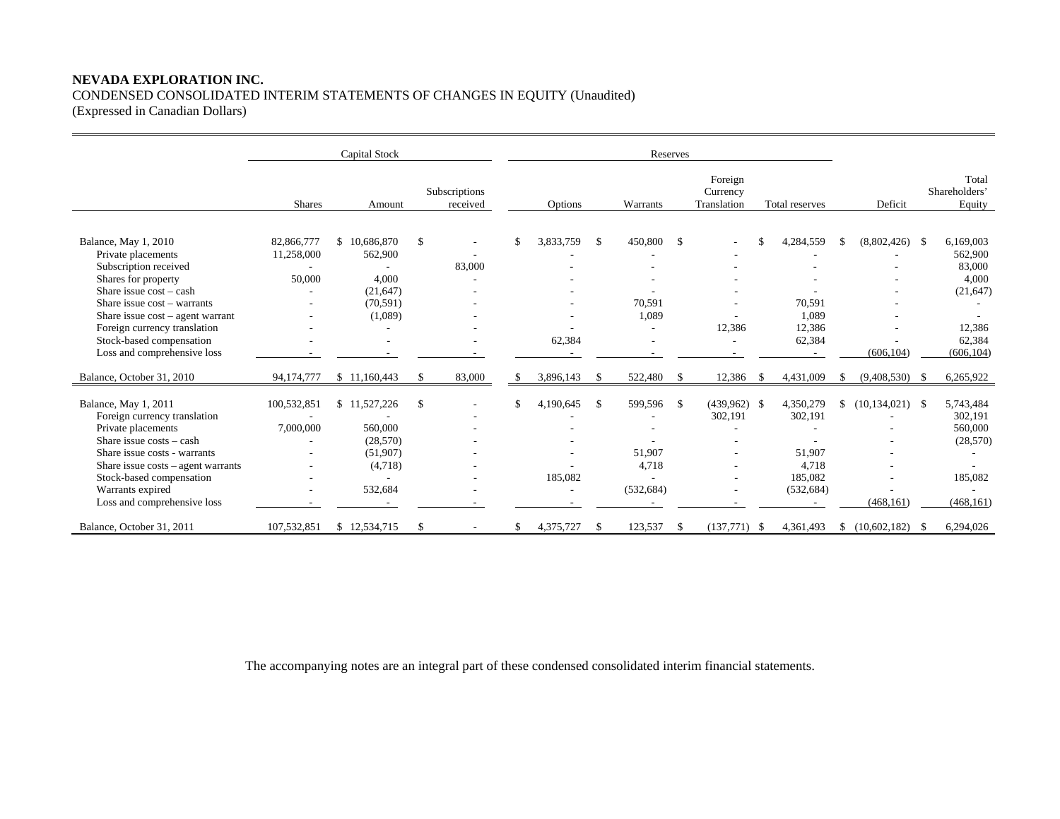**NEVADA EXPLORATION INC.**
CONDENSED CONSOLIDATED INTERIM STATEMENTS OF CHANGES IN EQUITY (Unaudited)
(Expressed in Canadian Dollars)

| | Capital Stock | | | Reserves | | | | | |
|---|---|---|---|---|---|---|---|---|---|
| | Shares | Amount | Subscriptions received | Options | Warrants | Foreign Currency Translation | Total reserves | Deficit | Total Shareholders' Equity |
| Balance, May 1, 2010 | 82,866,777 | $ 10,686,870 | $ - | $ 3,833,759 | $ 450,800 | $ - | $ 4,284,559 | $ (8,802,426) | $ 6,169,003 |
| Private placements | 11,258,000 | 562,900 | - | - | - | - | - | - | 562,900 |
| Subscription received | - | - | 83,000 | - | - | - | - | - | 83,000 |
| Shares for property | 50,000 | 4,000 | - | - | - | - | - | - | 4,000 |
| Share issue cost – cash | - | (21,647) | - | - | - | - | - | - | (21,647) |
| Share issue cost – warrants | - | (70,591) | - | - | 70,591 | - | 70,591 | - | - |
| Share issue cost – agent warrant | - | (1,089) | - | - | 1,089 | - | 1,089 | - | - |
| Foreign currency translation | - | - | - | - | - | 12,386 | 12,386 | - | 12,386 |
| Stock-based compensation | - | - | - | 62,384 | - | - | 62,384 | - | 62,384 |
| Loss and comprehensive loss | - | - | - | - | - | - | - | (606,104) | (606,104) |
| Balance, October 31, 2010 | 94,174,777 | $ 11,160,443 | $ 83,000 | $ 3,896,143 | $ 522,480 | $ 12,386 | $ 4,431,009 | $ (9,408,530) | $ 6,265,922 |
| Balance, May 1, 2011 | 100,532,851 | $ 11,527,226 | $ - | $ 4,190,645 | $ 599,596 | $ (439,962) | $ 4,350,279 | $ (10,134,021) | $ 5,743,484 |
| Foreign currency translation | - | - | - | - | - | 302,191 | 302,191 | - | 302,191 |
| Private placements | 7,000,000 | 560,000 | - | - | - | - | - | - | 560,000 |
| Share issue costs – cash | - | (28,570) | - | - | - | - | - | - | (28,570) |
| Share issue costs - warrants | - | (51,907) | - | - | 51,907 | - | 51,907 | - | - |
| Share issue costs – agent warrants | - | (4,718) | - | - | 4,718 | - | 4,718 | - | - |
| Stock-based compensation | - | - | - | 185,082 | - | - | 185,082 | - | 185,082 |
| Warrants expired | - | 532,684 | - | - | (532,684) | - | (532,684) | - | - |
| Loss and comprehensive loss | - | - | - | - | - | - | - | (468,161) | (468,161) |
| Balance, October 31, 2011 | 107,532,851 | $ 12,534,715 | $ - | $ 4,375,727 | $ 123,537 | $ (137,771) | $ 4,361,493 | $ (10,602,182) | $ 6,294,026 |

The accompanying notes are an integral part of these condensed consolidated interim financial statements.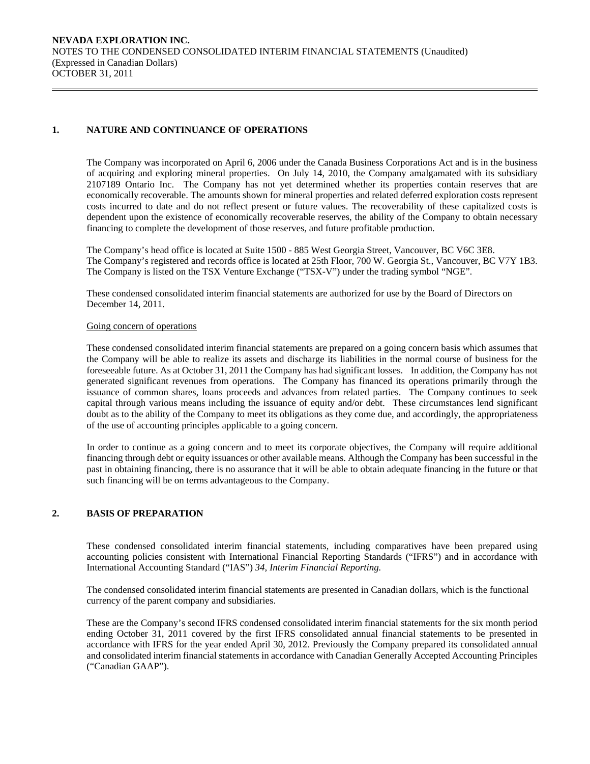## 1. NATURE AND CONTINUANCE OF OPERATIONS

The Company was incorporated on April 6, 2006 under the Canada Business Corporations Act and is in the business of acquiring and exploring mineral properties. On July 14, 2010, the Company amalgamated with its subsidiary 2107189 Ontario Inc. The Company has not yet determined whether its properties contain reserves that are economically recoverable. The amounts shown for mineral properties and related deferred exploration costs represent costs incurred to date and do not reflect present or future values. The recoverability of these capitalized costs is dependent upon the existence of economically recoverable reserves, the ability of the Company to obtain necessary financing to complete the development of those reserves, and future profitable production.

The Company's head office is located at Suite 1500 - 885 West Georgia Street, Vancouver, BC V6C 3E8.
The Company's registered and records office is located at 25th Floor, 700 W. Georgia St., Vancouver, BC V7Y 1B3.
The Company is listed on the TSX Venture Exchange ("TSX-V") under the trading symbol "NGE".

These condensed consolidated interim financial statements are authorized for use by the Board of Directors on December 14, 2011.

Going concern of operations

These condensed consolidated interim financial statements are prepared on a going concern basis which assumes that the Company will be able to realize its assets and discharge its liabilities in the normal course of business for the foreseeable future. As at October 31, 2011 the Company has had significant losses. In addition, the Company has not generated significant revenues from operations. The Company has financed its operations primarily through the issuance of common shares, loans proceeds and advances from related parties. The Company continues to seek capital through various means including the issuance of equity and/or debt. These circumstances lend significant doubt as to the ability of the Company to meet its obligations as they come due, and accordingly, the appropriateness of the use of accounting principles applicable to a going concern.

In order to continue as a going concern and to meet its corporate objectives, the Company will require additional financing through debt or equity issuances or other available means. Although the Company has been successful in the past in obtaining financing, there is no assurance that it will be able to obtain adequate financing in the future or that such financing will be on terms advantageous to the Company.

## 2. BASIS OF PREPARATION

These condensed consolidated interim financial statements, including comparatives have been prepared using accounting policies consistent with International Financial Reporting Standards ("IFRS") and in accordance with International Accounting Standard ("IAS") *34, Interim Financial Reporting.*

The condensed consolidated interim financial statements are presented in Canadian dollars, which is the functional currency of the parent company and subsidiaries.

These are the Company's second IFRS condensed consolidated interim financial statements for the six month period ending October 31, 2011 covered by the first IFRS consolidated annual financial statements to be presented in accordance with IFRS for the year ended April 30, 2012. Previously the Company prepared its consolidated annual and consolidated interim financial statements in accordance with Canadian Generally Accepted Accounting Principles ("Canadian GAAP").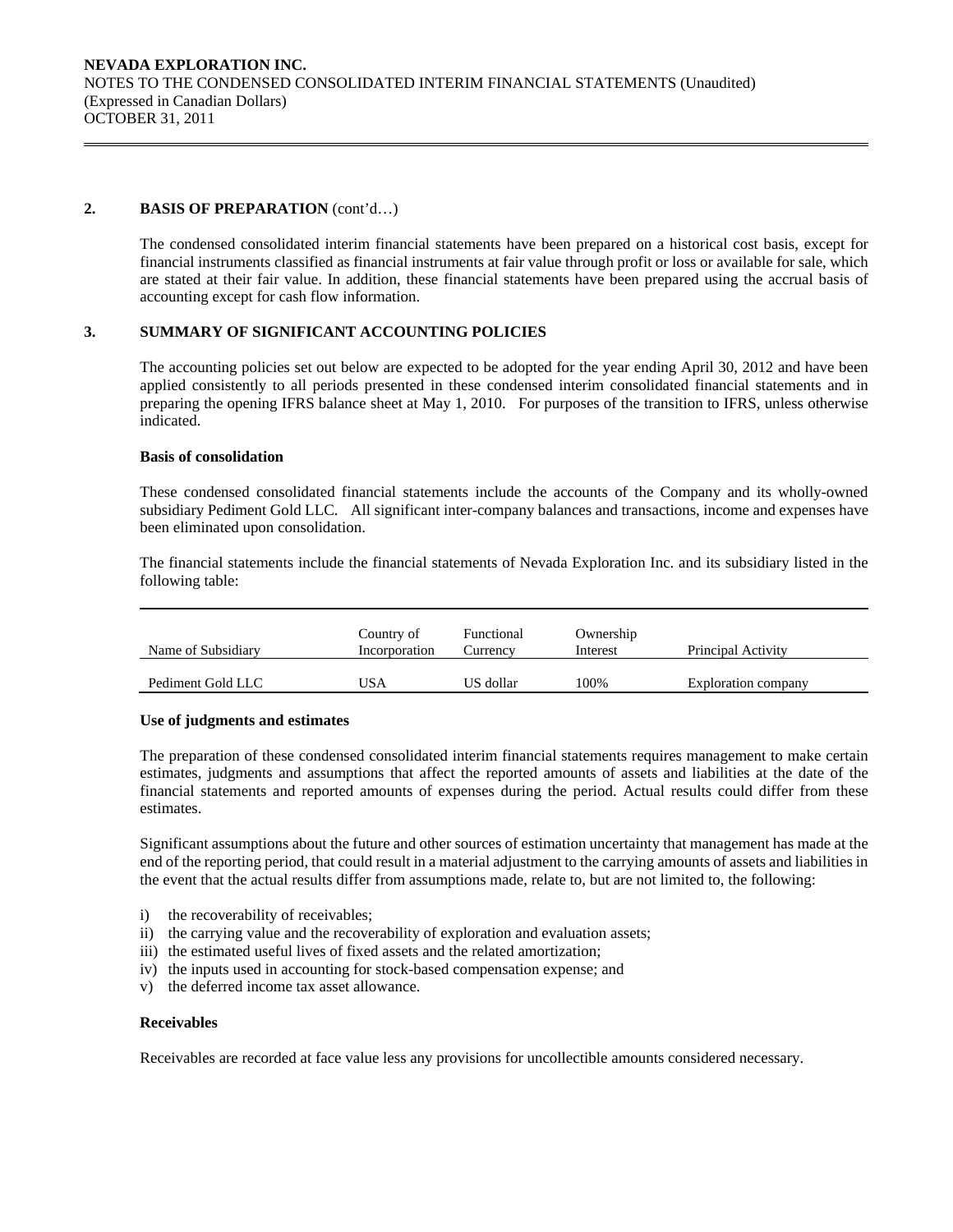## 2. BASIS OF PREPARATION (cont'd…)

The condensed consolidated interim financial statements have been prepared on a historical cost basis, except for financial instruments classified as financial instruments at fair value through profit or loss or available for sale, which are stated at their fair value. In addition, these financial statements have been prepared using the accrual basis of accounting except for cash flow information.

## 3. SUMMARY OF SIGNIFICANT ACCOUNTING POLICIES

The accounting policies set out below are expected to be adopted for the year ending April 30, 2012 and have been applied consistently to all periods presented in these condensed interim consolidated financial statements and in preparing the opening IFRS balance sheet at May 1, 2010. For purposes of the transition to IFRS, unless otherwise indicated.

### Basis of consolidation

These condensed consolidated financial statements include the accounts of the Company and its wholly-owned subsidiary Pediment Gold LLC. All significant inter-company balances and transactions, income and expenses have been eliminated upon consolidation.

The financial statements include the financial statements of Nevada Exploration Inc. and its subsidiary listed in the following table:

| Name of Subsidiary | Country of Incorporation | Functional Currency | Ownership Interest | Principal Activity |
|---|---|---|---|---|
| Pediment Gold LLC | USA | US dollar | 100% | Exploration company |

### Use of judgments and estimates

The preparation of these condensed consolidated interim financial statements requires management to make certain estimates, judgments and assumptions that affect the reported amounts of assets and liabilities at the date of the financial statements and reported amounts of expenses during the period. Actual results could differ from these estimates.

Significant assumptions about the future and other sources of estimation uncertainty that management has made at the end of the reporting period, that could result in a material adjustment to the carrying amounts of assets and liabilities in the event that the actual results differ from assumptions made, relate to, but are not limited to, the following:

i) the recoverability of receivables;
ii) the carrying value and the recoverability of exploration and evaluation assets;
iii) the estimated useful lives of fixed assets and the related amortization;
iv) the inputs used in accounting for stock-based compensation expense; and
v) the deferred income tax asset allowance.

### Receivables

Receivables are recorded at face value less any provisions for uncollectible amounts considered necessary.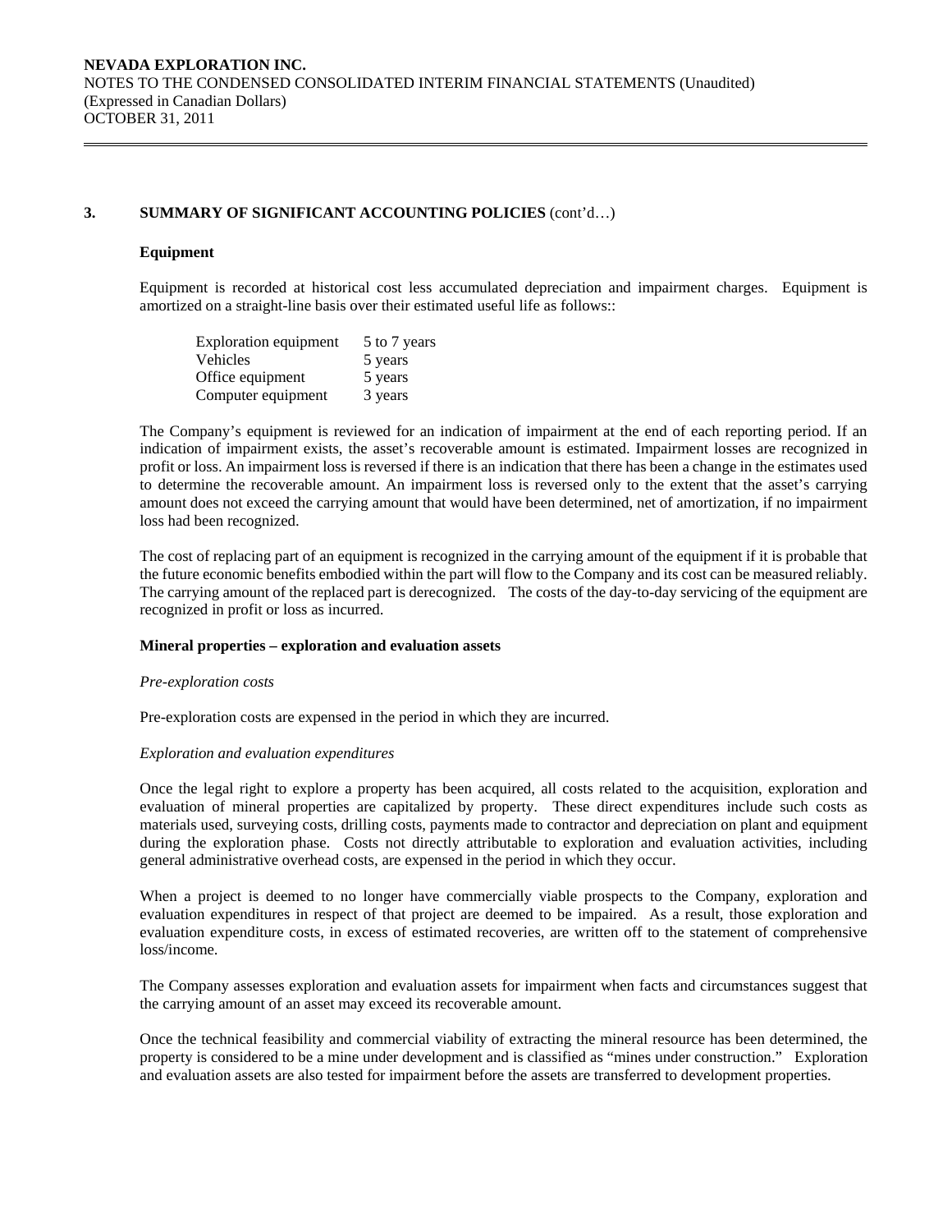## 3. SUMMARY OF SIGNIFICANT ACCOUNTING POLICIES (cont'd…)

### Equipment

Equipment is recorded at historical cost less accumulated depreciation and impairment charges. Equipment is amortized on a straight-line basis over their estimated useful life as follows::

| | |
|---|---|
| Exploration equipment | 5 to 7 years |
| Vehicles | 5 years |
| Office equipment | 5 years |
| Computer equipment | 3 years |

The Company's equipment is reviewed for an indication of impairment at the end of each reporting period. If an indication of impairment exists, the asset's recoverable amount is estimated. Impairment losses are recognized in profit or loss. An impairment loss is reversed if there is an indication that there has been a change in the estimates used to determine the recoverable amount. An impairment loss is reversed only to the extent that the asset's carrying amount does not exceed the carrying amount that would have been determined, net of amortization, if no impairment loss had been recognized.

The cost of replacing part of an equipment is recognized in the carrying amount of the equipment if it is probable that the future economic benefits embodied within the part will flow to the Company and its cost can be measured reliably. The carrying amount of the replaced part is derecognized. The costs of the day-to-day servicing of the equipment are recognized in profit or loss as incurred.

### Mineral properties – exploration and evaluation assets

*Pre-exploration costs*

Pre-exploration costs are expensed in the period in which they are incurred.

*Exploration and evaluation expenditures*

Once the legal right to explore a property has been acquired, all costs related to the acquisition, exploration and evaluation of mineral properties are capitalized by property. These direct expenditures include such costs as materials used, surveying costs, drilling costs, payments made to contractor and depreciation on plant and equipment during the exploration phase. Costs not directly attributable to exploration and evaluation activities, including general administrative overhead costs, are expensed in the period in which they occur.

When a project is deemed to no longer have commercially viable prospects to the Company, exploration and evaluation expenditures in respect of that project are deemed to be impaired. As a result, those exploration and evaluation expenditure costs, in excess of estimated recoveries, are written off to the statement of comprehensive loss/income.

The Company assesses exploration and evaluation assets for impairment when facts and circumstances suggest that the carrying amount of an asset may exceed its recoverable amount.

Once the technical feasibility and commercial viability of extracting the mineral resource has been determined, the property is considered to be a mine under development and is classified as "mines under construction." Exploration and evaluation assets are also tested for impairment before the assets are transferred to development properties.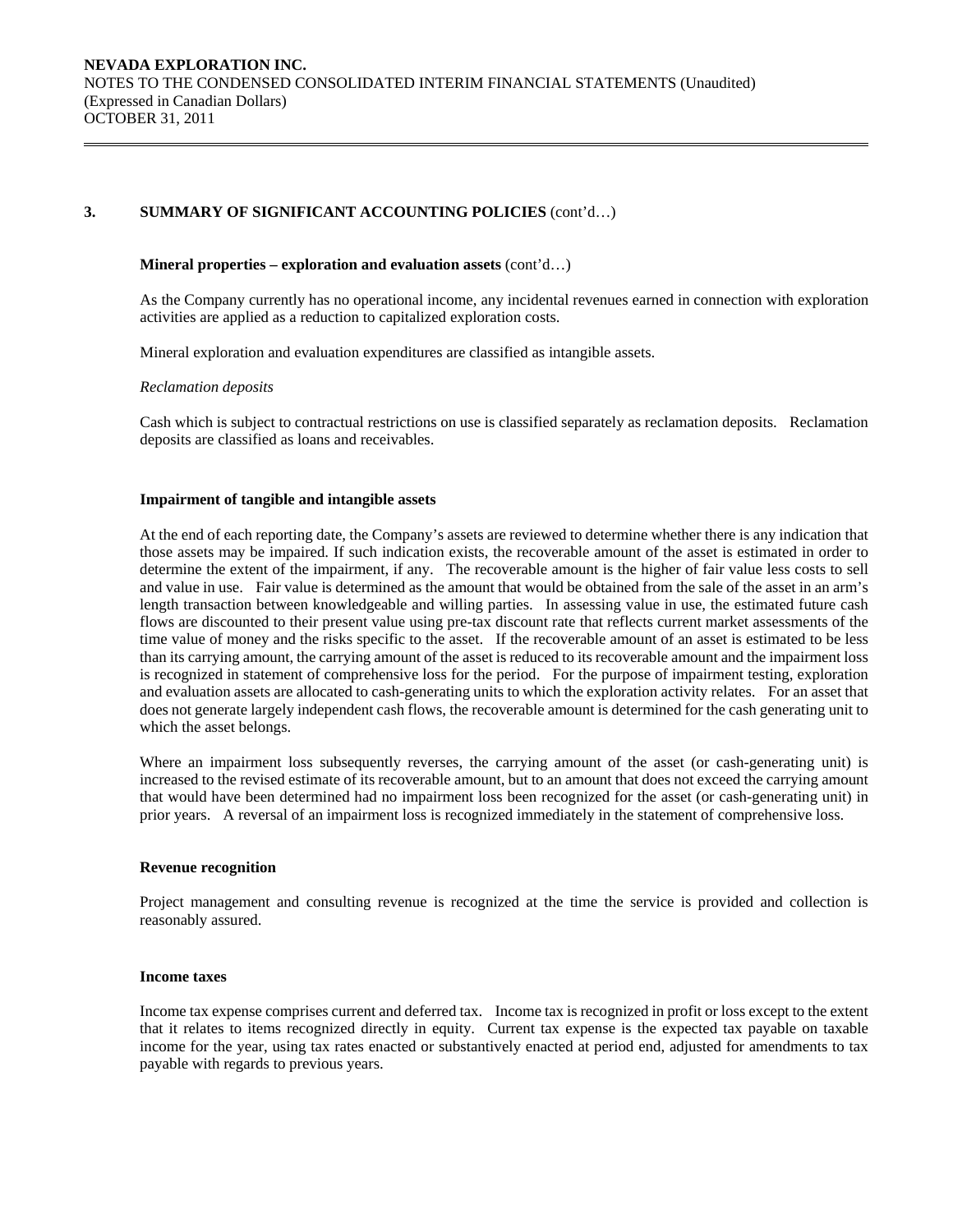## 3. SUMMARY OF SIGNIFICANT ACCOUNTING POLICIES (cont'd…)

**Mineral properties – exploration and evaluation assets** (cont'd…)

As the Company currently has no operational income, any incidental revenues earned in connection with exploration activities are applied as a reduction to capitalized exploration costs.

Mineral exploration and evaluation expenditures are classified as intangible assets.

*Reclamation deposits*

Cash which is subject to contractual restrictions on use is classified separately as reclamation deposits. Reclamation deposits are classified as loans and receivables.

**Impairment of tangible and intangible assets**

At the end of each reporting date, the Company's assets are reviewed to determine whether there is any indication that those assets may be impaired. If such indication exists, the recoverable amount of the asset is estimated in order to determine the extent of the impairment, if any. The recoverable amount is the higher of fair value less costs to sell and value in use. Fair value is determined as the amount that would be obtained from the sale of the asset in an arm's length transaction between knowledgeable and willing parties. In assessing value in use, the estimated future cash flows are discounted to their present value using pre-tax discount rate that reflects current market assessments of the time value of money and the risks specific to the asset. If the recoverable amount of an asset is estimated to be less than its carrying amount, the carrying amount of the asset is reduced to its recoverable amount and the impairment loss is recognized in statement of comprehensive loss for the period. For the purpose of impairment testing, exploration and evaluation assets are allocated to cash-generating units to which the exploration activity relates. For an asset that does not generate largely independent cash flows, the recoverable amount is determined for the cash generating unit to which the asset belongs.

Where an impairment loss subsequently reverses, the carrying amount of the asset (or cash-generating unit) is increased to the revised estimate of its recoverable amount, but to an amount that does not exceed the carrying amount that would have been determined had no impairment loss been recognized for the asset (or cash-generating unit) in prior years. A reversal of an impairment loss is recognized immediately in the statement of comprehensive loss.

**Revenue recognition**

Project management and consulting revenue is recognized at the time the service is provided and collection is reasonably assured.

**Income taxes**

Income tax expense comprises current and deferred tax. Income tax is recognized in profit or loss except to the extent that it relates to items recognized directly in equity. Current tax expense is the expected tax payable on taxable income for the year, using tax rates enacted or substantively enacted at period end, adjusted for amendments to tax payable with regards to previous years.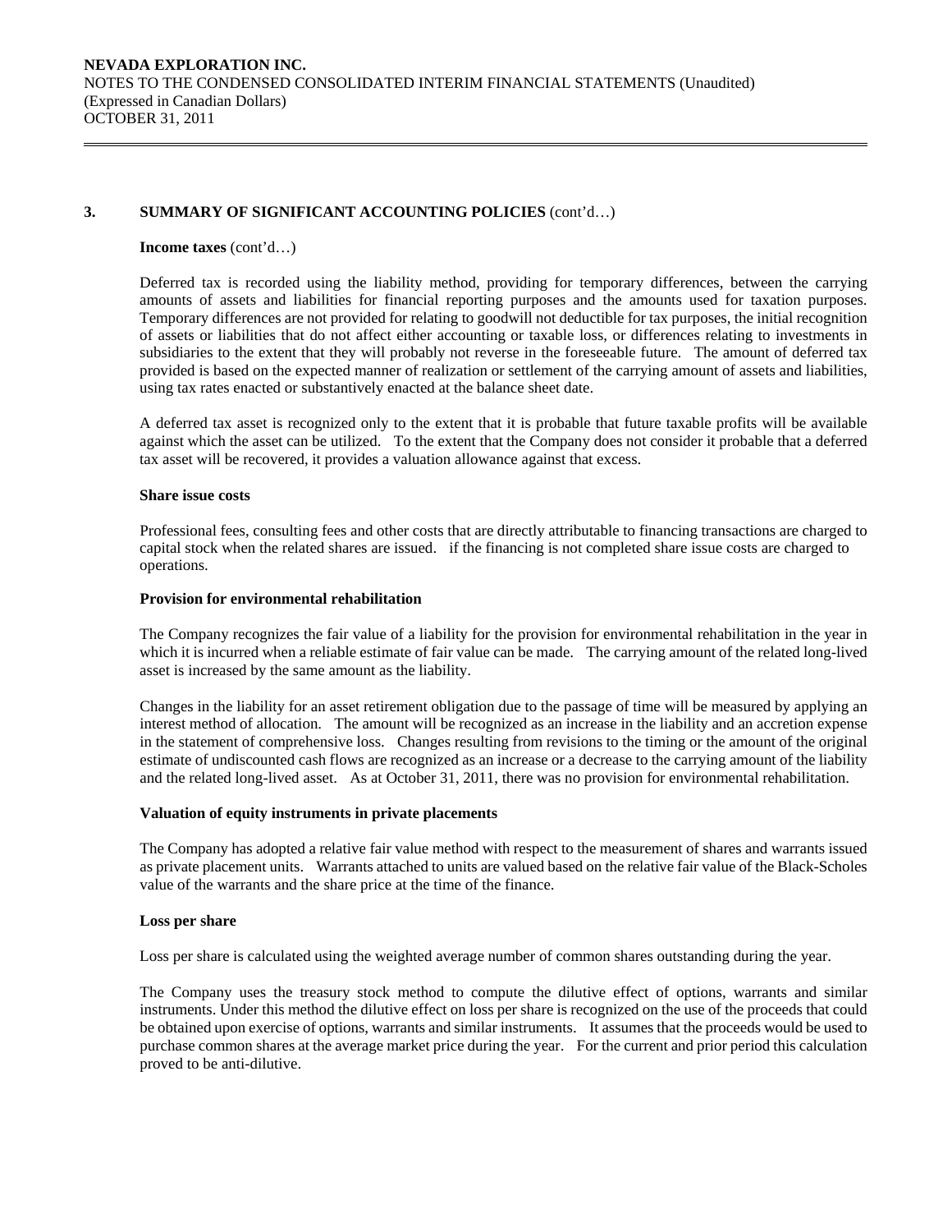## 3. SUMMARY OF SIGNIFICANT ACCOUNTING POLICIES (cont'd…)

**Income taxes** (cont'd…)

Deferred tax is recorded using the liability method, providing for temporary differences, between the carrying amounts of assets and liabilities for financial reporting purposes and the amounts used for taxation purposes. Temporary differences are not provided for relating to goodwill not deductible for tax purposes, the initial recognition of assets or liabilities that do not affect either accounting or taxable loss, or differences relating to investments in subsidiaries to the extent that they will probably not reverse in the foreseeable future. The amount of deferred tax provided is based on the expected manner of realization or settlement of the carrying amount of assets and liabilities, using tax rates enacted or substantively enacted at the balance sheet date.

A deferred tax asset is recognized only to the extent that it is probable that future taxable profits will be available against which the asset can be utilized. To the extent that the Company does not consider it probable that a deferred tax asset will be recovered, it provides a valuation allowance against that excess.

**Share issue costs**

Professional fees, consulting fees and other costs that are directly attributable to financing transactions are charged to capital stock when the related shares are issued. if the financing is not completed share issue costs are charged to operations.

**Provision for environmental rehabilitation**

The Company recognizes the fair value of a liability for the provision for environmental rehabilitation in the year in which it is incurred when a reliable estimate of fair value can be made. The carrying amount of the related long-lived asset is increased by the same amount as the liability.

Changes in the liability for an asset retirement obligation due to the passage of time will be measured by applying an interest method of allocation. The amount will be recognized as an increase in the liability and an accretion expense in the statement of comprehensive loss. Changes resulting from revisions to the timing or the amount of the original estimate of undiscounted cash flows are recognized as an increase or a decrease to the carrying amount of the liability and the related long-lived asset. As at October 31, 2011, there was no provision for environmental rehabilitation.

**Valuation of equity instruments in private placements**

The Company has adopted a relative fair value method with respect to the measurement of shares and warrants issued as private placement units. Warrants attached to units are valued based on the relative fair value of the Black-Scholes value of the warrants and the share price at the time of the finance.

**Loss per share**

Loss per share is calculated using the weighted average number of common shares outstanding during the year.

The Company uses the treasury stock method to compute the dilutive effect of options, warrants and similar instruments. Under this method the dilutive effect on loss per share is recognized on the use of the proceeds that could be obtained upon exercise of options, warrants and similar instruments. It assumes that the proceeds would be used to purchase common shares at the average market price during the year. For the current and prior period this calculation proved to be anti-dilutive.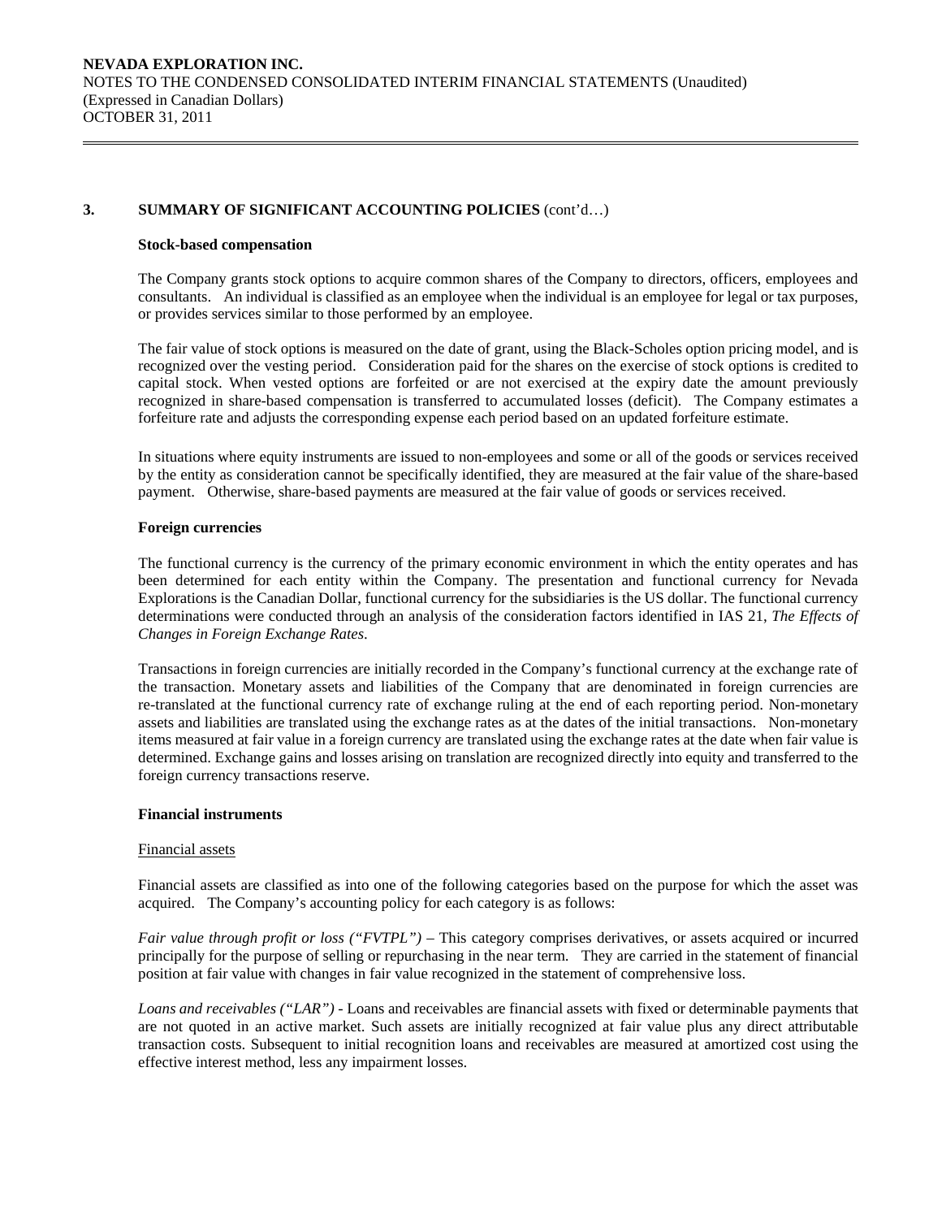## 3. SUMMARY OF SIGNIFICANT ACCOUNTING POLICIES (cont'd…)

**Stock-based compensation**

The Company grants stock options to acquire common shares of the Company to directors, officers, employees and consultants. An individual is classified as an employee when the individual is an employee for legal or tax purposes, or provides services similar to those performed by an employee.

The fair value of stock options is measured on the date of grant, using the Black-Scholes option pricing model, and is recognized over the vesting period. Consideration paid for the shares on the exercise of stock options is credited to capital stock. When vested options are forfeited or are not exercised at the expiry date the amount previously recognized in share-based compensation is transferred to accumulated losses (deficit). The Company estimates a forfeiture rate and adjusts the corresponding expense each period based on an updated forfeiture estimate.

In situations where equity instruments are issued to non-employees and some or all of the goods or services received by the entity as consideration cannot be specifically identified, they are measured at the fair value of the share-based payment. Otherwise, share-based payments are measured at the fair value of goods or services received.

**Foreign currencies**

The functional currency is the currency of the primary economic environment in which the entity operates and has been determined for each entity within the Company. The presentation and functional currency for Nevada Explorations is the Canadian Dollar, functional currency for the subsidiaries is the US dollar. The functional currency determinations were conducted through an analysis of the consideration factors identified in IAS 21, *The Effects of Changes in Foreign Exchange Rates*.

Transactions in foreign currencies are initially recorded in the Company's functional currency at the exchange rate of the transaction. Monetary assets and liabilities of the Company that are denominated in foreign currencies are re-translated at the functional currency rate of exchange ruling at the end of each reporting period. Non-monetary assets and liabilities are translated using the exchange rates as at the dates of the initial transactions. Non-monetary items measured at fair value in a foreign currency are translated using the exchange rates at the date when fair value is determined. Exchange gains and losses arising on translation are recognized directly into equity and transferred to the foreign currency transactions reserve.

**Financial instruments**

Financial assets

Financial assets are classified as into one of the following categories based on the purpose for which the asset was acquired. The Company's accounting policy for each category is as follows:

*Fair value through profit or loss ("FVTPL")* – This category comprises derivatives, or assets acquired or incurred principally for the purpose of selling or repurchasing in the near term. They are carried in the statement of financial position at fair value with changes in fair value recognized in the statement of comprehensive loss.

*Loans and receivables ("LAR")* - Loans and receivables are financial assets with fixed or determinable payments that are not quoted in an active market. Such assets are initially recognized at fair value plus any direct attributable transaction costs. Subsequent to initial recognition loans and receivables are measured at amortized cost using the effective interest method, less any impairment losses.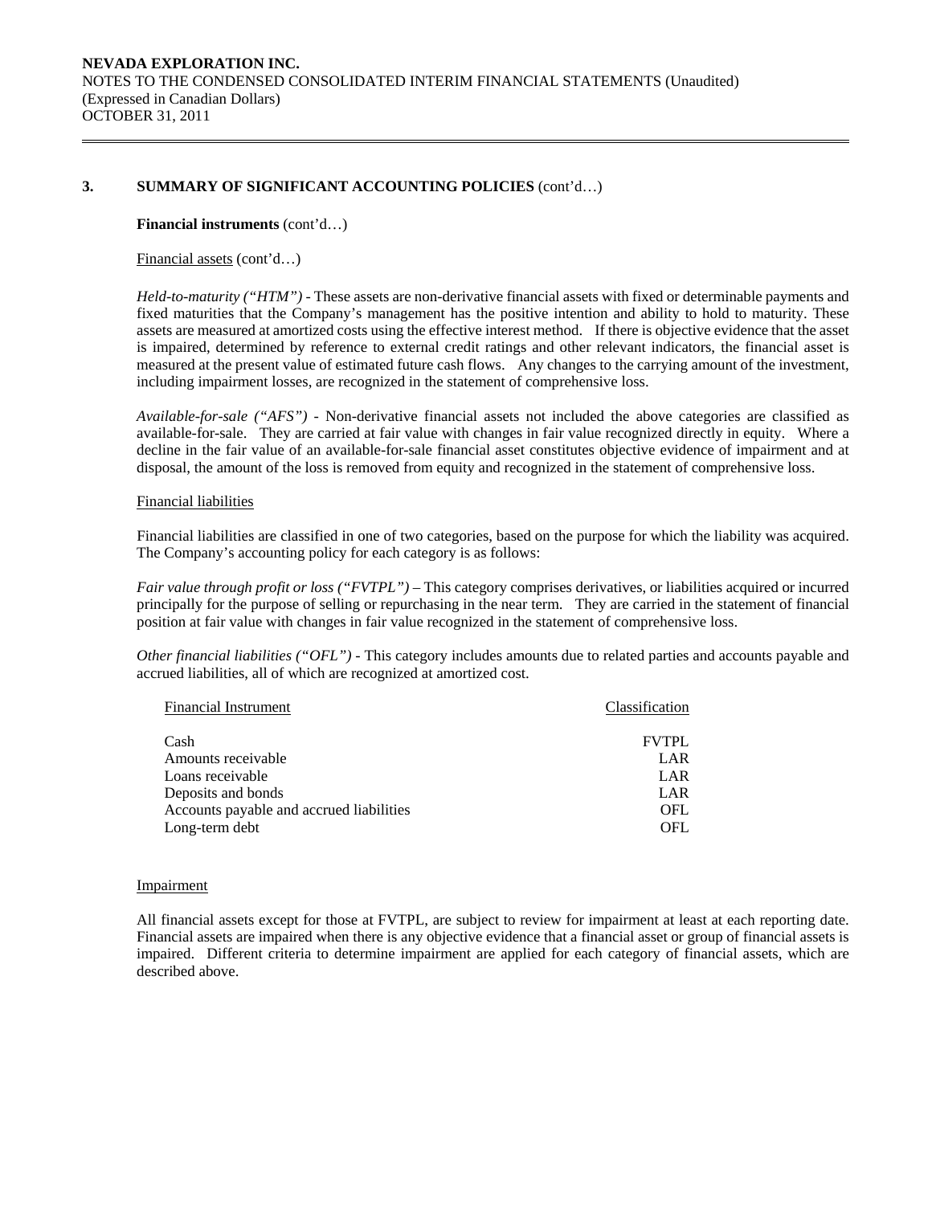## 3. SUMMARY OF SIGNIFICANT ACCOUNTING POLICIES (cont'd…)

**Financial instruments** (cont'd…)

Financial assets (cont'd…)

*Held-to-maturity ("HTM")* - These assets are non-derivative financial assets with fixed or determinable payments and fixed maturities that the Company's management has the positive intention and ability to hold to maturity. These assets are measured at amortized costs using the effective interest method. If there is objective evidence that the asset is impaired, determined by reference to external credit ratings and other relevant indicators, the financial asset is measured at the present value of estimated future cash flows. Any changes to the carrying amount of the investment, including impairment losses, are recognized in the statement of comprehensive loss.

*Available-for-sale ("AFS")* - Non-derivative financial assets not included the above categories are classified as available-for-sale. They are carried at fair value with changes in fair value recognized directly in equity. Where a decline in the fair value of an available-for-sale financial asset constitutes objective evidence of impairment and at disposal, the amount of the loss is removed from equity and recognized in the statement of comprehensive loss.

Financial liabilities

Financial liabilities are classified in one of two categories, based on the purpose for which the liability was acquired. The Company's accounting policy for each category is as follows:

*Fair value through profit or loss ("FVTPL")* – This category comprises derivatives, or liabilities acquired or incurred principally for the purpose of selling or repurchasing in the near term. They are carried in the statement of financial position at fair value with changes in fair value recognized in the statement of comprehensive loss.

*Other financial liabilities ("OFL")* - This category includes amounts due to related parties and accounts payable and accrued liabilities, all of which are recognized at amortized cost.

| Financial Instrument | Classification |
|---|---|
| Cash | FVTPL |
| Amounts receivable | LAR |
| Loans receivable | LAR |
| Deposits and bonds | LAR |
| Accounts payable and accrued liabilities | OFL |
| Long-term debt | OFL |

Impairment

All financial assets except for those at FVTPL, are subject to review for impairment at least at each reporting date. Financial assets are impaired when there is any objective evidence that a financial asset or group of financial assets is impaired. Different criteria to determine impairment are applied for each category of financial assets, which are described above.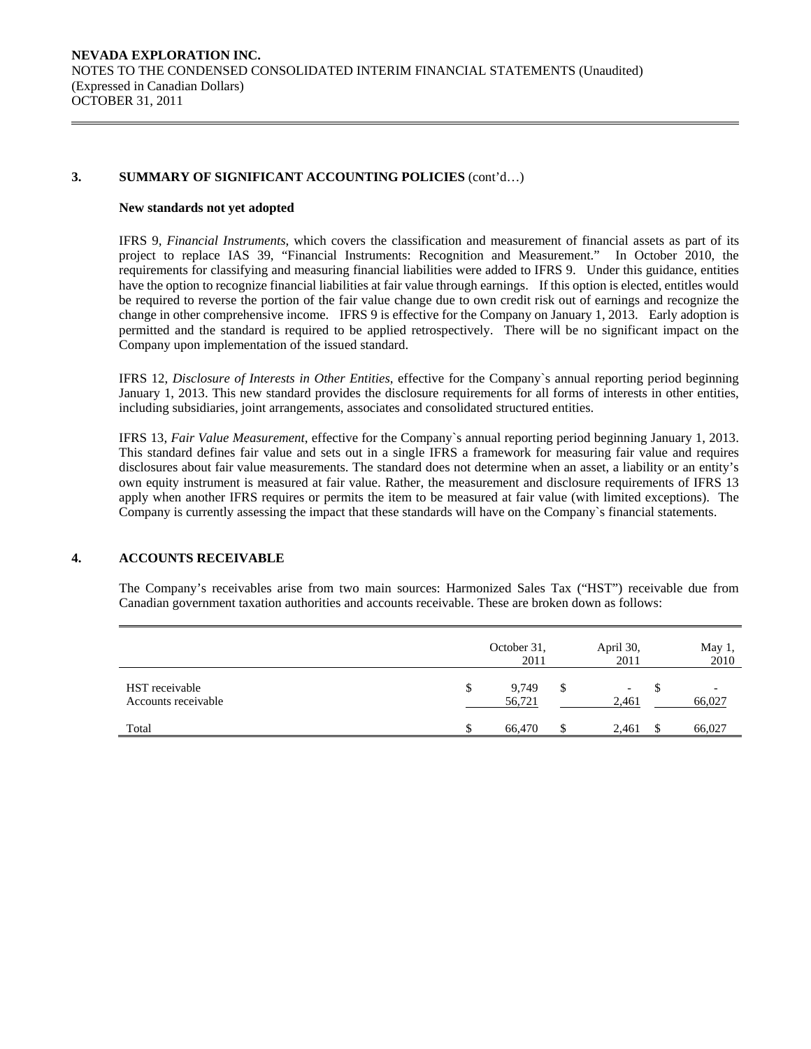## 3. SUMMARY OF SIGNIFICANT ACCOUNTING POLICIES (cont'd…)

**New standards not yet adopted**

IFRS 9, *Financial Instruments*, which covers the classification and measurement of financial assets as part of its project to replace IAS 39, "Financial Instruments: Recognition and Measurement." In October 2010, the requirements for classifying and measuring financial liabilities were added to IFRS 9. Under this guidance, entities have the option to recognize financial liabilities at fair value through earnings. If this option is elected, entitles would be required to reverse the portion of the fair value change due to own credit risk out of earnings and recognize the change in other comprehensive income. IFRS 9 is effective for the Company on January 1, 2013. Early adoption is permitted and the standard is required to be applied retrospectively. There will be no significant impact on the Company upon implementation of the issued standard.

IFRS 12, *Disclosure of Interests in Other Entities*, effective for the Company`s annual reporting period beginning January 1, 2013. This new standard provides the disclosure requirements for all forms of interests in other entities, including subsidiaries, joint arrangements, associates and consolidated structured entities.

IFRS 13, *Fair Value Measurement*, effective for the Company`s annual reporting period beginning January 1, 2013. This standard defines fair value and sets out in a single IFRS a framework for measuring fair value and requires disclosures about fair value measurements. The standard does not determine when an asset, a liability or an entity's own equity instrument is measured at fair value. Rather, the measurement and disclosure requirements of IFRS 13 apply when another IFRS requires or permits the item to be measured at fair value (with limited exceptions). The Company is currently assessing the impact that these standards will have on the Company`s financial statements.

## 4. ACCOUNTS RECEIVABLE

The Company's receivables arise from two main sources: Harmonized Sales Tax ("HST") receivable due from Canadian government taxation authorities and accounts receivable. These are broken down as follows:

| | October 31, 2011 | April 30, 2011 | May 1, 2010 |
|---|---|---|---|
| HST receivable | $ 9,749 | $ - | $ - |
| Accounts receivable | 56,721 | 2,461 | 66,027 |
| Total | $ 66,470 | $ 2,461 | $ 66,027 |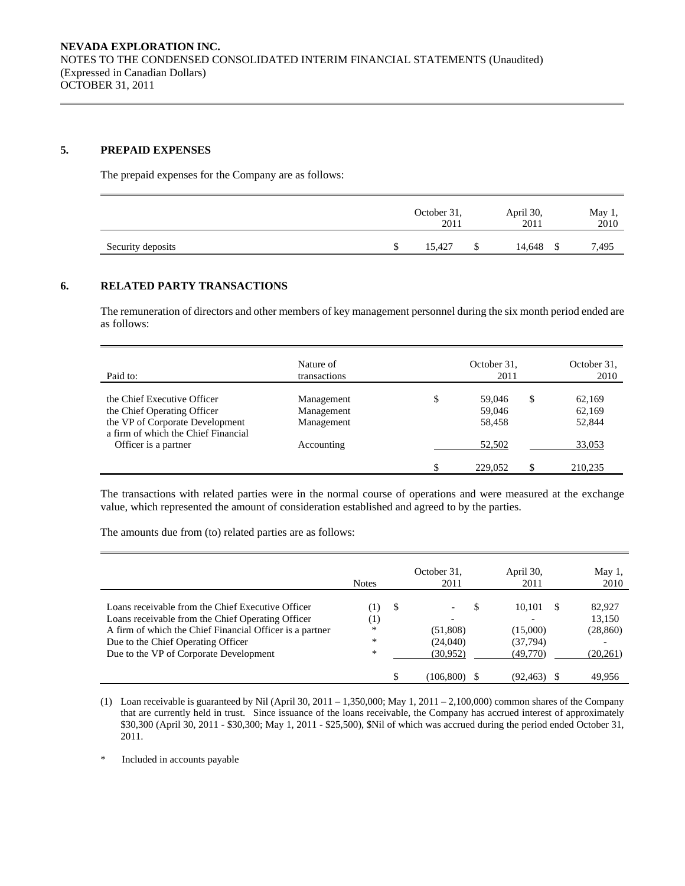## 5. PREPAID EXPENSES

The prepaid expenses for the Company are as follows:

| | October 31, 2011 | April 30, 2011 | May 1, 2010 |
|---|---|---|---|
| Security deposits | $ 15,427 | $ 14,648 | $ 7,495 |

## 6. RELATED PARTY TRANSACTIONS

The remuneration of directors and other members of key management personnel during the six month period ended are as follows:

| Paid to: | Nature of transactions | October 31, 2011 | October 31, 2010 |
|---|---|---|---|
| the Chief Executive Officer | Management | $ 59,046 | $ 62,169 |
| the Chief Operating Officer | Management | 59,046 | 62,169 |
| the VP of Corporate Development | Management | 58,458 | 52,844 |
| a firm of which the Chief Financial Officer is a partner | Accounting | 52,502 | 33,053 |
| | | $ 229,052 | $ 210,235 |

The transactions with related parties were in the normal course of operations and were measured at the exchange value, which represented the amount of consideration established and agreed to by the parties.

The amounts due from (to) related parties are as follows:

| | Notes | October 31, 2011 | April 30, 2011 | May 1, 2010 |
|---|---|---|---|---|
| Loans receivable from the Chief Executive Officer | (1) | $ - | $ 10,101 | $ 82,927 |
| Loans receivable from the Chief Operating Officer | (1) | - | - | 13,150 |
| A firm of which the Chief Financial Officer is a partner | * | (51,808) | (15,000) | (28,860) |
| Due to the Chief Operating Officer | * | (24,040) | (37,794) | - |
| Due to the VP of Corporate Development | * | (30,952) | (49,770) | (20,261) |
| | | $ (106,800) | $ (92,463) | $ 49,956 |

(1) Loan receivable is guaranteed by Nil (April 30, 2011 – 1,350,000; May 1, 2011 – 2,100,000) common shares of the Company that are currently held in trust. Since issuance of the loans receivable, the Company has accrued interest of approximately $30,300 (April 30, 2011 - $30,300; May 1, 2011 - $25,500), $Nil of which was accrued during the period ended October 31, 2011.

\* Included in accounts payable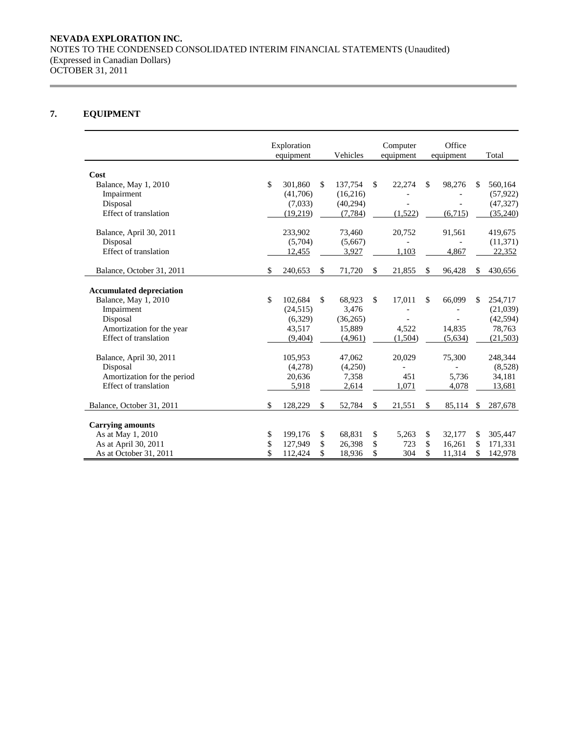## 7. EQUIPMENT

| | Exploration equipment | Vehicles | Computer equipment | Office equipment | Total |
|---|---|---|---|---|---|
| **Cost** | | | | | |
| Balance, May 1, 2010 | $ 301,860 | $ 137,754 | $ 22,274 | $ 98,276 | $ 560,164 |
| Impairment | (41,706) | (16,216) | - | - | (57,922) |
| Disposal | (7,033) | (40,294) | - | - | (47,327) |
| Effect of translation | (19,219) | (7,784) | (1,522) | (6,715) | (35,240) |
| Balance, April 30, 2011 | 233,902 | 73,460 | 20,752 | 91,561 | 419,675 |
| Disposal | (5,704) | (5,667) | - | - | (11,371) |
| Effect of translation | 12,455 | 3,927 | 1,103 | 4,867 | 22,352 |
| Balance, October 31, 2011 | $ 240,653 | $ 71,720 | $ 21,855 | $ 96,428 | $ 430,656 |
| **Accumulated depreciation** | | | | | |
| Balance, May 1, 2010 | $ 102,684 | $ 68,923 | $ 17,011 | $ 66,099 | $ 254,717 |
| Impairment | (24,515) | 3,476 | - | - | (21,039) |
| Disposal | (6,329) | (36,265) | - | - | (42,594) |
| Amortization for the year | 43,517 | 15,889 | 4,522 | 14,835 | 78,763 |
| Effect of translation | (9,404) | (4,961) | (1,504) | (5,634) | (21,503) |
| Balance, April 30, 2011 | 105,953 | 47,062 | 20,029 | 75,300 | 248,344 |
| Disposal | (4,278) | (4,250) | - | - | (8,528) |
| Amortization for the period | 20,636 | 7,358 | 451 | 5,736 | 34,181 |
| Effect of translation | 5,918 | 2,614 | 1,071 | 4,078 | 13,681 |
| Balance, October 31, 2011 | $ 128,229 | $ 52,784 | $ 21,551 | $ 85,114 | $ 287,678 |
| **Carrying amounts** | | | | | |
| As at May 1, 2010 | $ 199,176 | $ 68,831 | $ 5,263 | $ 32,177 | $ 305,447 |
| As at April 30, 2011 | $ 127,949 | $ 26,398 | $ 723 | $ 16,261 | $ 171,331 |
| As at October 31, 2011 | $ 112,424 | $ 18,936 | $ 304 | $ 11,314 | $ 142,978 |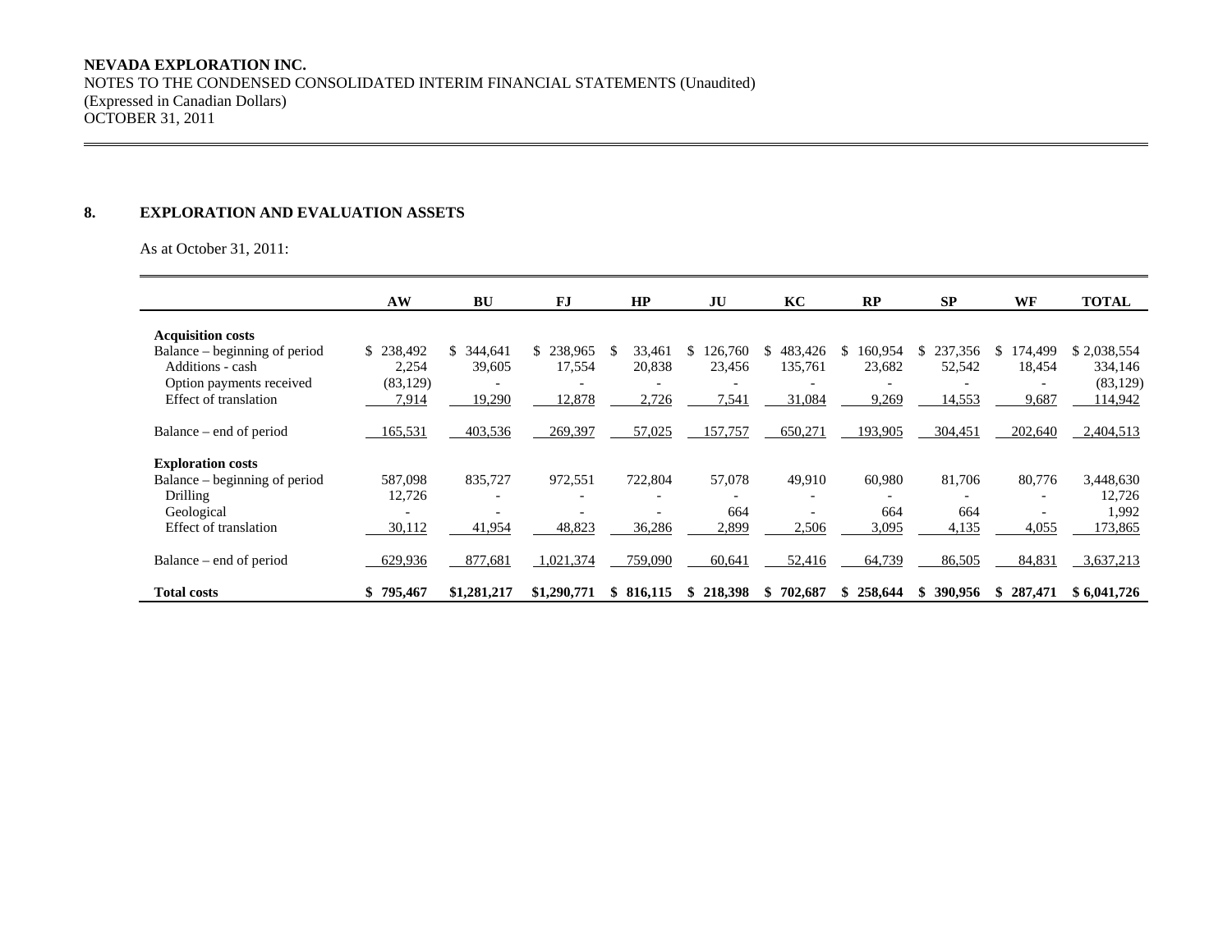**NEVADA EXPLORATION INC.**
NOTES TO THE CONDENSED CONSOLIDATED INTERIM FINANCIAL STATEMENTS (Unaudited)
(Expressed in Canadian Dollars)
OCTOBER 31, 2011

## 8. EXPLORATION AND EVALUATION ASSETS

As at October 31, 2011:

| | AW | BU | FJ | HP | JU | KC | RP | SP | WF | TOTAL |
|---|---|---|---|---|---|---|---|---|---|---|
| **Acquisition costs** | | | | | | | | | | |
| Balance – beginning of period | $ 238,492 | $ 344,641 | $ 238,965 | $ 33,461 | $ 126,760 | $ 483,426 | $ 160,954 | $ 237,356 | $ 174,499 | $ 2,038,554 |
| Additions - cash | 2,254 | 39,605 | 17,554 | 20,838 | 23,456 | 135,761 | 23,682 | 52,542 | 18,454 | 334,146 |
| Option payments received | (83,129) | - | - | - | - | - | - | - | - | (83,129) |
| Effect of translation | 7,914 | 19,290 | 12,878 | 2,726 | 7,541 | 31,084 | 9,269 | 14,553 | 9,687 | 114,942 |
| Balance – end of period | 165,531 | 403,536 | 269,397 | 57,025 | 157,757 | 650,271 | 193,905 | 304,451 | 202,640 | 2,404,513 |
| **Exploration costs** | | | | | | | | | | |
| Balance – beginning of period | 587,098 | 835,727 | 972,551 | 722,804 | 57,078 | 49,910 | 60,980 | 81,706 | 80,776 | 3,448,630 |
| Drilling | 12,726 | - | - | - | - | - | - | - | - | 12,726 |
| Geological | - | - | - | - | 664 | - | 664 | 664 | - | 1,992 |
| Effect of translation | 30,112 | 41,954 | 48,823 | 36,286 | 2,899 | 2,506 | 3,095 | 4,135 | 4,055 | 173,865 |
| Balance – end of period | 629,936 | 877,681 | 1,021,374 | 759,090 | 60,641 | 52,416 | 64,739 | 86,505 | 84,831 | 3,637,213 |
| **Total costs** | **$ 795,467** | **$1,281,217** | **$1,290,771** | **$ 816,115** | **$ 218,398** | **$ 702,687** | **$ 258,644** | **$ 390,956** | **$ 287,471** | **$ 6,041,726** |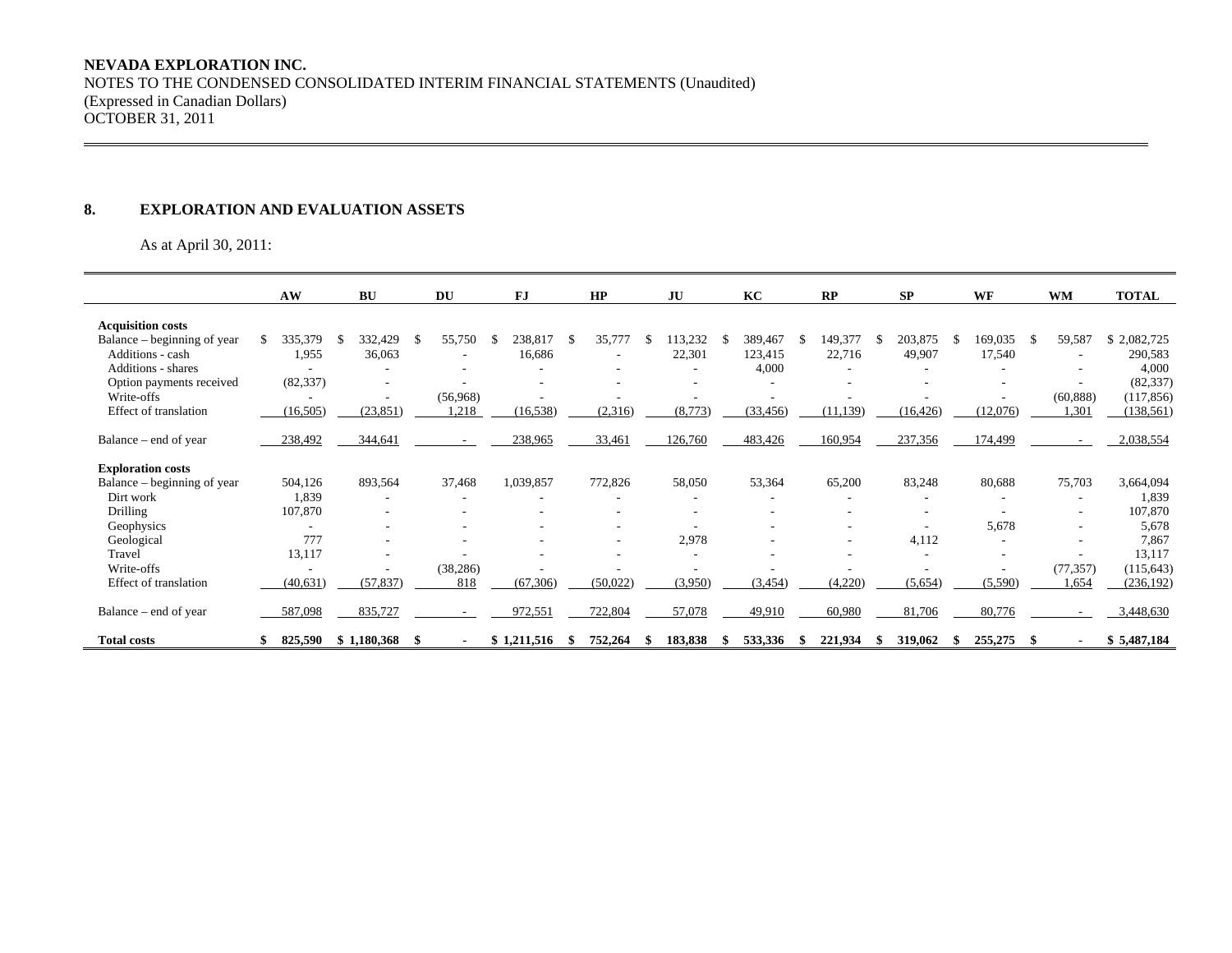**NEVADA EXPLORATION INC.**
NOTES TO THE CONDENSED CONSOLIDATED INTERIM FINANCIAL STATEMENTS (Unaudited)
(Expressed in Canadian Dollars)
OCTOBER 31, 2011

## 8. EXPLORATION AND EVALUATION ASSETS

As at April 30, 2011:

| | AW | BU | DU | FJ | HP | JU | KC | RP | SP | WF | WM | TOTAL |
|---|---|---|---|---|---|---|---|---|---|---|---|---|
| **Acquisition costs** | | | | | | | | | | | | |
| Balance – beginning of year | $ 335,379 | $ 332,429 | $ 55,750 | $ 238,817 | $ 35,777 | $ 113,232 | $ 389,467 | $ 149,377 | $ 203,875 | $ 169,035 | $ 59,587 | $ 2,082,725 |
| Additions - cash | 1,955 | 36,063 | - | 16,686 | - | 22,301 | 123,415 | 22,716 | 49,907 | 17,540 | - | 290,583 |
| Additions - shares | - | - | - | - | - | - | 4,000 | - | - | - | - | 4,000 |
| Option payments received | (82,337) | - | - | - | - | - | - | - | - | - | - | (82,337) |
| Write-offs | - | - | (56,968) | - | - | - | - | - | - | - | (60,888) | (117,856) |
| Effect of translation | (16,505) | (23,851) | 1,218 | (16,538) | (2,316) | (8,773) | (33,456) | (11,139) | (16,426) | (12,076) | 1,301 | (138,561) |
| Balance – end of year | 238,492 | 344,641 | - | 238,965 | 33,461 | 126,760 | 483,426 | 160,954 | 237,356 | 174,499 | - | 2,038,554 |
| **Exploration costs** | | | | | | | | | | | | |
| Balance – beginning of year | 504,126 | 893,564 | 37,468 | 1,039,857 | 772,826 | 58,050 | 53,364 | 65,200 | 83,248 | 80,688 | 75,703 | 3,664,094 |
| Dirt work | 1,839 | - | - | - | - | - | - | - | - | - | - | 1,839 |
| Drilling | 107,870 | - | - | - | - | - | - | - | - | - | - | 107,870 |
| Geophysics | - | - | - | - | - | - | - | - | - | 5,678 | - | 5,678 |
| Geological | 777 | - | - | - | - | 2,978 | - | - | 4,112 | - | - | 7,867 |
| Travel | 13,117 | - | - | - | - | - | - | - | - | - | - | 13,117 |
| Write-offs | - | - | (38,286) | - | - | - | - | - | - | - | (77,357) | (115,643) |
| Effect of translation | (40,631) | (57,837) | 818 | (67,306) | (50,022) | (3,950) | (3,454) | (4,220) | (5,654) | (5,590) | 1,654 | (236,192) |
| Balance – end of year | 587,098 | 835,727 | - | 972,551 | 722,804 | 57,078 | 49,910 | 60,980 | 81,706 | 80,776 | - | 3,448,630 |
| **Total costs** | **$ 825,590** | **$ 1,180,368** | **$ -** | **$ 1,211,516** | **$ 752,264** | **$ 183,838** | **$ 533,336** | **$ 221,934** | **$ 319,062** | **$ 255,275** | **$ -** | **$ 5,487,184** |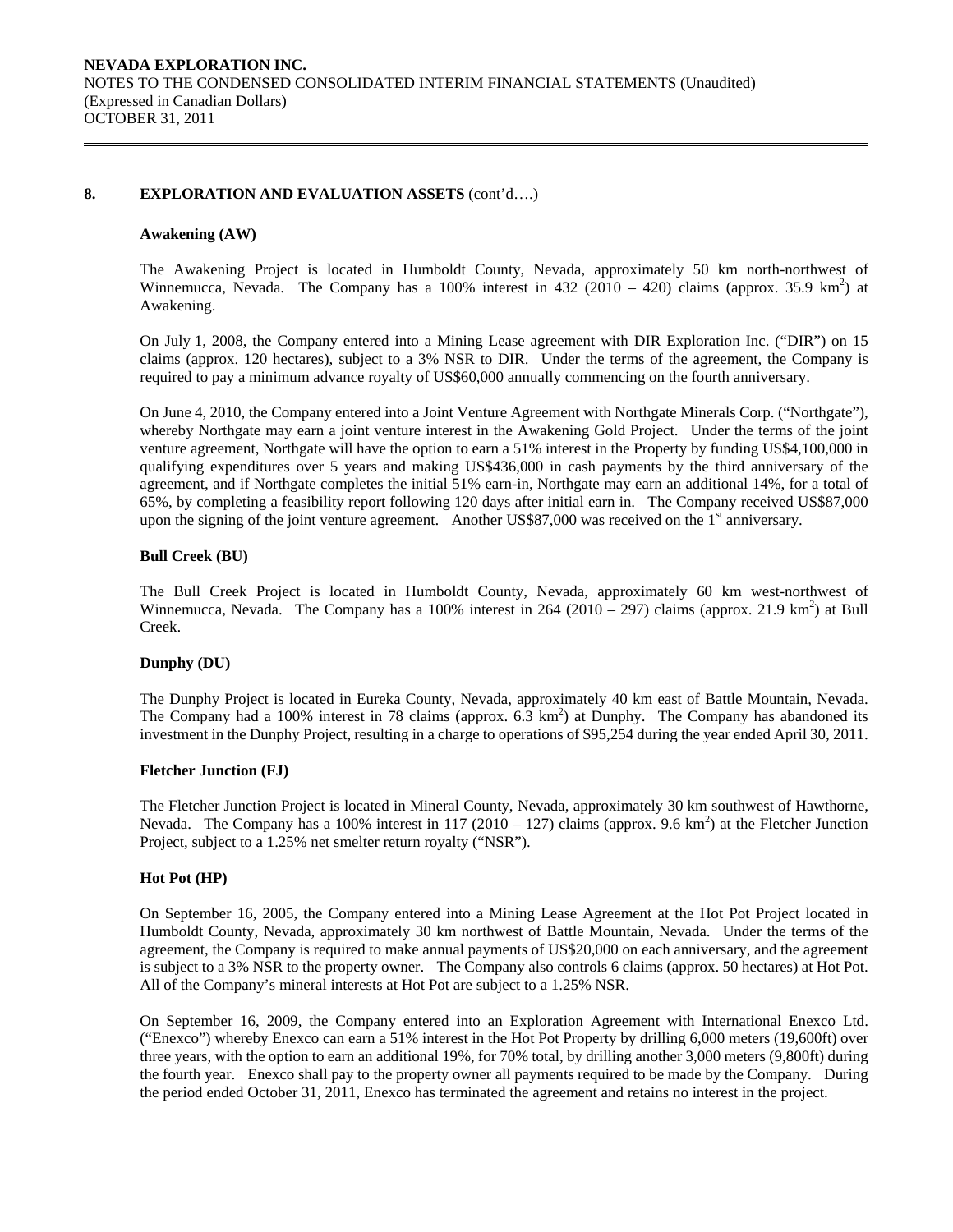## 8. EXPLORATION AND EVALUATION ASSETS (cont'd….)

### Awakening (AW)

The Awakening Project is located in Humboldt County, Nevada, approximately 50 km north-northwest of Winnemucca, Nevada. The Company has a 100% interest in 432 (2010 – 420) claims (approx. 35.9 km$^2$) at Awakening.

On July 1, 2008, the Company entered into a Mining Lease agreement with DIR Exploration Inc. ("DIR") on 15 claims (approx. 120 hectares), subject to a 3% NSR to DIR. Under the terms of the agreement, the Company is required to pay a minimum advance royalty of US$60,000 annually commencing on the fourth anniversary.

On June 4, 2010, the Company entered into a Joint Venture Agreement with Northgate Minerals Corp. ("Northgate"), whereby Northgate may earn a joint venture interest in the Awakening Gold Project. Under the terms of the joint venture agreement, Northgate will have the option to earn a 51% interest in the Property by funding US$4,100,000 in qualifying expenditures over 5 years and making US$436,000 in cash payments by the third anniversary of the agreement, and if Northgate completes the initial 51% earn-in, Northgate may earn an additional 14%, for a total of 65%, by completing a feasibility report following 120 days after initial earn in. The Company received US$87,000 upon the signing of the joint venture agreement. Another US$87,000 was received on the 1st anniversary.

### Bull Creek (BU)

The Bull Creek Project is located in Humboldt County, Nevada, approximately 60 km west-northwest of Winnemucca, Nevada. The Company has a 100% interest in 264 (2010 – 297) claims (approx. 21.9 km$^2$) at Bull Creek.

### Dunphy (DU)

The Dunphy Project is located in Eureka County, Nevada, approximately 40 km east of Battle Mountain, Nevada. The Company had a 100% interest in 78 claims (approx. 6.3 km$^2$) at Dunphy. The Company has abandoned its investment in the Dunphy Project, resulting in a charge to operations of $95,254 during the year ended April 30, 2011.

### Fletcher Junction (FJ)

The Fletcher Junction Project is located in Mineral County, Nevada, approximately 30 km southwest of Hawthorne, Nevada. The Company has a 100% interest in 117 (2010 – 127) claims (approx. 9.6 km$^2$) at the Fletcher Junction Project, subject to a 1.25% net smelter return royalty ("NSR").

### Hot Pot (HP)

On September 16, 2005, the Company entered into a Mining Lease Agreement at the Hot Pot Project located in Humboldt County, Nevada, approximately 30 km northwest of Battle Mountain, Nevada. Under the terms of the agreement, the Company is required to make annual payments of US$20,000 on each anniversary, and the agreement is subject to a 3% NSR to the property owner. The Company also controls 6 claims (approx. 50 hectares) at Hot Pot. All of the Company's mineral interests at Hot Pot are subject to a 1.25% NSR.

On September 16, 2009, the Company entered into an Exploration Agreement with International Enexco Ltd. ("Enexco") whereby Enexco can earn a 51% interest in the Hot Pot Property by drilling 6,000 meters (19,600ft) over three years, with the option to earn an additional 19%, for 70% total, by drilling another 3,000 meters (9,800ft) during the fourth year. Enexco shall pay to the property owner all payments required to be made by the Company. During the period ended October 31, 2011, Enexco has terminated the agreement and retains no interest in the project.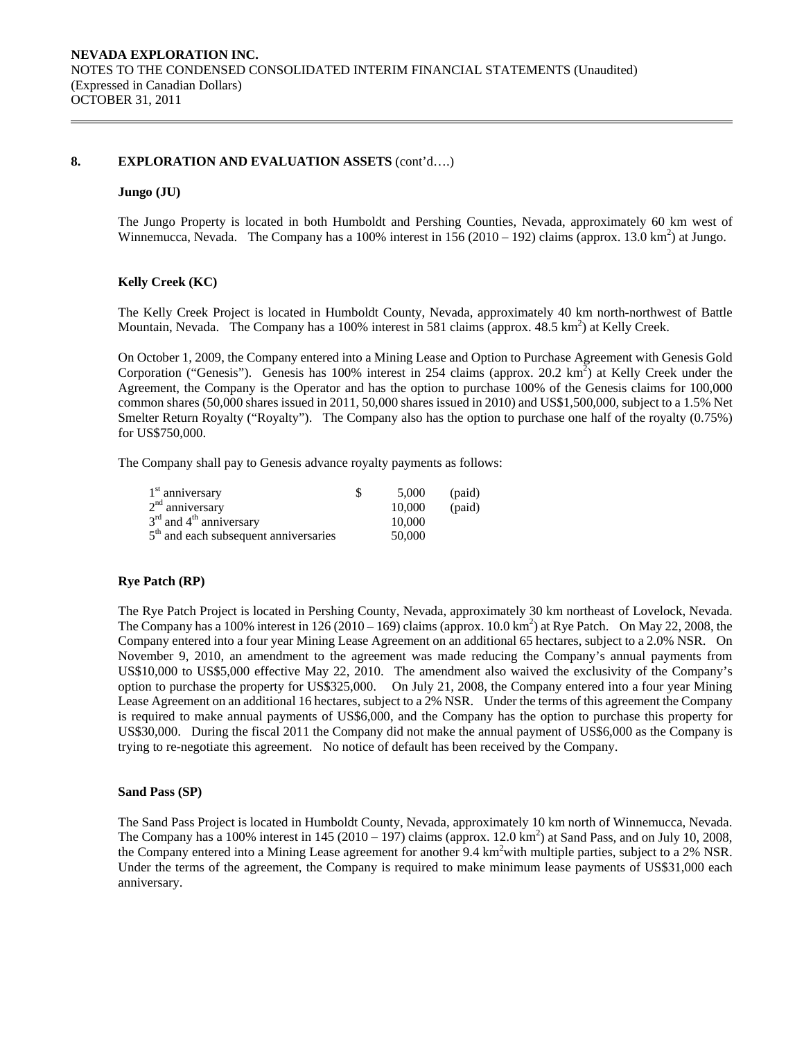## 8. EXPLORATION AND EVALUATION ASSETS (cont'd….)

### Jungo (JU)

The Jungo Property is located in both Humboldt and Pershing Counties, Nevada, approximately 60 km west of Winnemucca, Nevada. The Company has a 100% interest in 156 (2010 – 192) claims (approx. 13.0 km$^2$) at Jungo.

### Kelly Creek (KC)

The Kelly Creek Project is located in Humboldt County, Nevada, approximately 40 km north-northwest of Battle Mountain, Nevada. The Company has a 100% interest in 581 claims (approx. 48.5 km$^2$) at Kelly Creek.

On October 1, 2009, the Company entered into a Mining Lease and Option to Purchase Agreement with Genesis Gold Corporation ("Genesis"). Genesis has 100% interest in 254 claims (approx. 20.2 km$^2$) at Kelly Creek under the Agreement, the Company is the Operator and has the option to purchase 100% of the Genesis claims for 100,000 common shares (50,000 shares issued in 2011, 50,000 shares issued in 2010) and US$1,500,000, subject to a 1.5% Net Smelter Return Royalty ("Royalty"). The Company also has the option to purchase one half of the royalty (0.75%) for US$750,000.

The Company shall pay to Genesis advance royalty payments as follows:

| | | | |
|---|---|---|---|
| 1st anniversary | $ | 5,000 | (paid) |
| 2nd anniversary | | 10,000 | (paid) |
| 3rd and 4th anniversary | | 10,000 | |
| 5th and each subsequent anniversaries | | 50,000 | |

### Rye Patch (RP)

The Rye Patch Project is located in Pershing County, Nevada, approximately 30 km northeast of Lovelock, Nevada. The Company has a 100% interest in 126 (2010 – 169) claims (approx. 10.0 km$^2$) at Rye Patch. On May 22, 2008, the Company entered into a four year Mining Lease Agreement on an additional 65 hectares, subject to a 2.0% NSR. On November 9, 2010, an amendment to the agreement was made reducing the Company's annual payments from US$10,000 to US$5,000 effective May 22, 2010. The amendment also waived the exclusivity of the Company's option to purchase the property for US$325,000. On July 21, 2008, the Company entered into a four year Mining Lease Agreement on an additional 16 hectares, subject to a 2% NSR. Under the terms of this agreement the Company is required to make annual payments of US$6,000, and the Company has the option to purchase this property for US$30,000. During the fiscal 2011 the Company did not make the annual payment of US$6,000 as the Company is trying to re-negotiate this agreement. No notice of default has been received by the Company.

### Sand Pass (SP)

The Sand Pass Project is located in Humboldt County, Nevada, approximately 10 km north of Winnemucca, Nevada. The Company has a 100% interest in 145 (2010 – 197) claims (approx. 12.0 km$^2$) at Sand Pass, and on July 10, 2008, the Company entered into a Mining Lease agreement for another 9.4 km$^2$ with multiple parties, subject to a 2% NSR. Under the terms of the agreement, the Company is required to make minimum lease payments of US$31,000 each anniversary.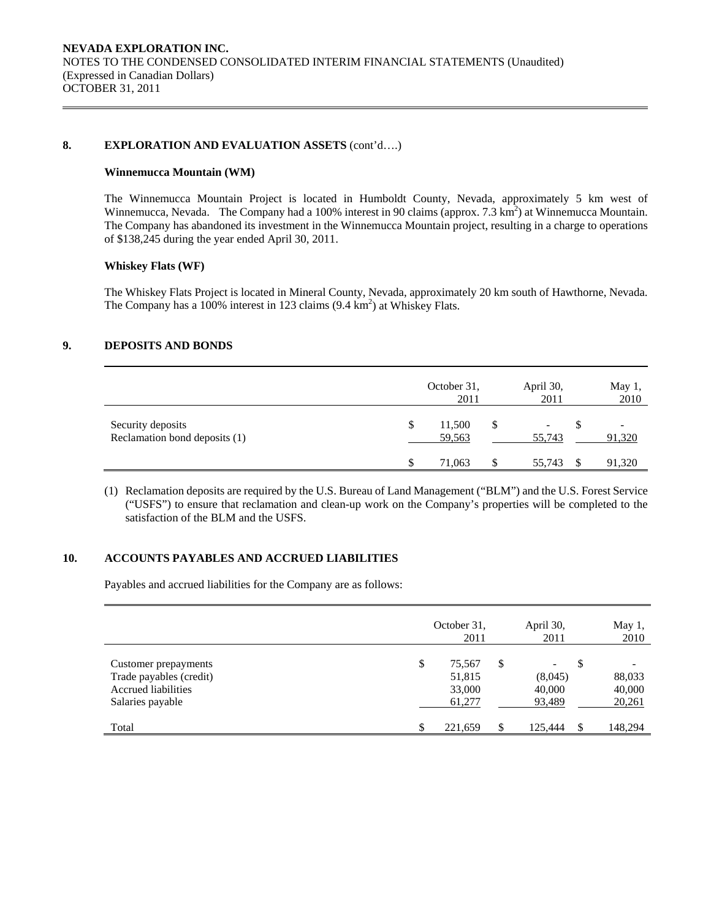## 8. EXPLORATION AND EVALUATION ASSETS (cont'd….)

### Winnemucca Mountain (WM)

The Winnemucca Mountain Project is located in Humboldt County, Nevada, approximately 5 km west of Winnemucca, Nevada. The Company had a 100% interest in 90 claims (approx. 7.3 km$^2$) at Winnemucca Mountain. The Company has abandoned its investment in the Winnemucca Mountain project, resulting in a charge to operations of $138,245 during the year ended April 30, 2011.

### Whiskey Flats (WF)

The Whiskey Flats Project is located in Mineral County, Nevada, approximately 20 km south of Hawthorne, Nevada. The Company has a 100% interest in 123 claims (9.4 km$^2$) at Whiskey Flats.

## 9. DEPOSITS AND BONDS

| | October 31, 2011 | April 30, 2011 | May 1, 2010 |
|---|---|---|---|
| Security deposits | $ 11,500 | $ - | $ - |
| Reclamation bond deposits (1) | 59,563 | 55,743 | 91,320 |
| | $ 71,063 | $ 55,743 | $ 91,320 |

(1) Reclamation deposits are required by the U.S. Bureau of Land Management ("BLM") and the U.S. Forest Service ("USFS") to ensure that reclamation and clean-up work on the Company's properties will be completed to the satisfaction of the BLM and the USFS.

## 10. ACCOUNTS PAYABLES AND ACCRUED LIABILITIES

Payables and accrued liabilities for the Company are as follows:

| | October 31, 2011 | April 30, 2011 | May 1, 2010 |
|---|---|---|---|
| Customer prepayments | $ 75,567 | $ - | $ - |
| Trade payables (credit) | 51,815 | (8,045) | 88,033 |
| Accrued liabilities | 33,000 | 40,000 | 40,000 |
| Salaries payable | 61,277 | 93,489 | 20,261 |
| Total | $ 221,659 | $ 125,444 | $ 148,294 |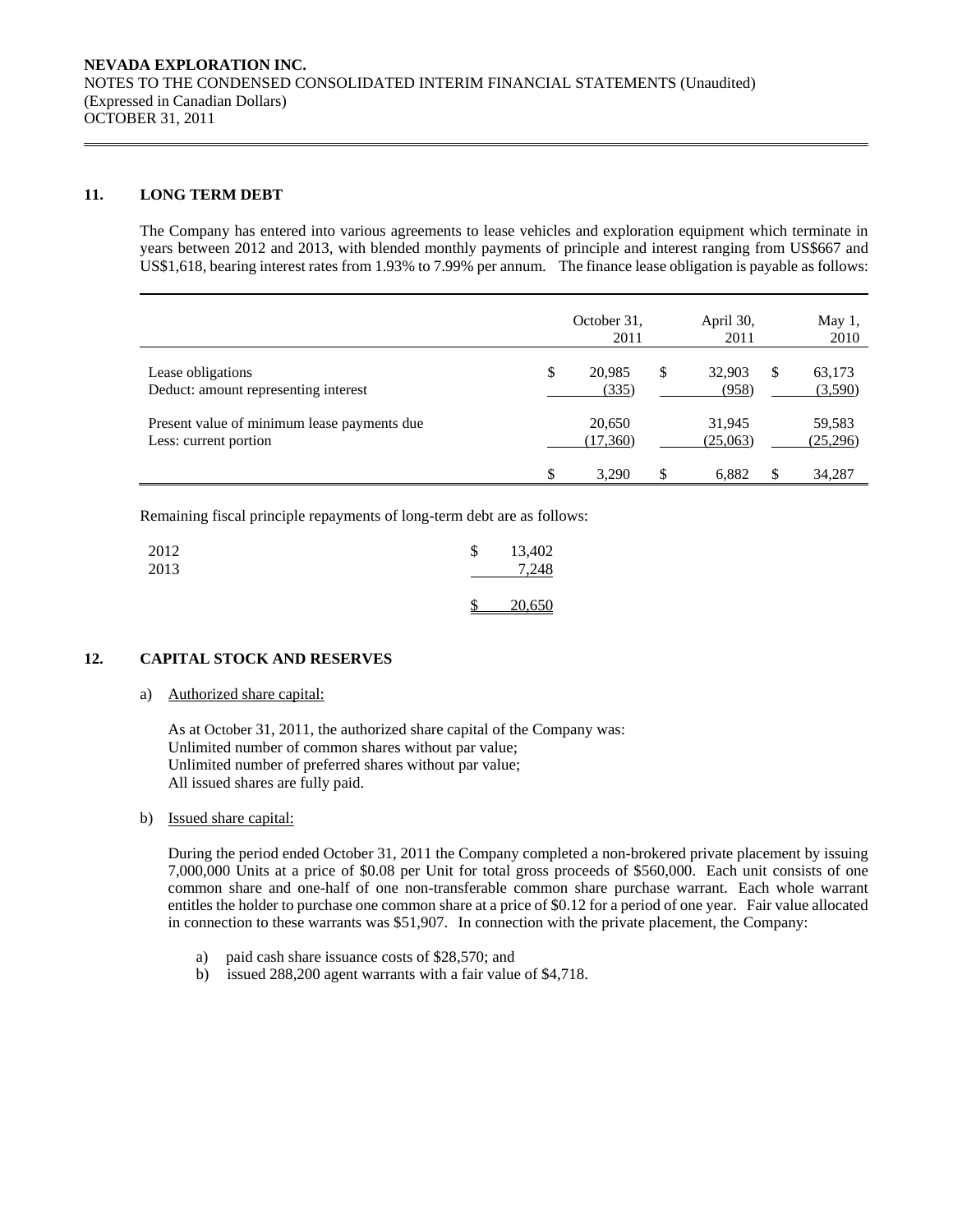## 11. LONG TERM DEBT

The Company has entered into various agreements to lease vehicles and exploration equipment which terminate in years between 2012 and 2013, with blended monthly payments of principle and interest ranging from US$667 and US$1,618, bearing interest rates from 1.93% to 7.99% per annum. The finance lease obligation is payable as follows:

| | October 31, 2011 | April 30, 2011 | May 1, 2010 |
|---|---|---|---|
| Lease obligations | $ 20,985 | $ 32,903 | $ 63,173 |
| Deduct: amount representing interest | (335) | (958) | (3,590) |
| Present value of minimum lease payments due | 20,650 | 31,945 | 59,583 |
| Less: current portion | (17,360) | (25,063) | (25,296) |
| | $ 3,290 | $ 6,882 | $ 34,287 |

Remaining fiscal principle repayments of long-term debt are as follows:

| | |
|---|---|
| 2012 | $ 13,402 |
| 2013 | 7,248 |
| | $ 20,650 |

## 12. CAPITAL STOCK AND RESERVES

a) Authorized share capital:

As at October 31, 2011, the authorized share capital of the Company was:
Unlimited number of common shares without par value;
Unlimited number of preferred shares without par value;
All issued shares are fully paid.

b) Issued share capital:

During the period ended October 31, 2011 the Company completed a non-brokered private placement by issuing 7,000,000 Units at a price of $0.08 per Unit for total gross proceeds of $560,000. Each unit consists of one common share and one-half of one non-transferable common share purchase warrant. Each whole warrant entitles the holder to purchase one common share at a price of $0.12 for a period of one year. Fair value allocated in connection to these warrants was $51,907. In connection with the private placement, the Company:

a) paid cash share issuance costs of $28,570; and
b) issued 288,200 agent warrants with a fair value of $4,718.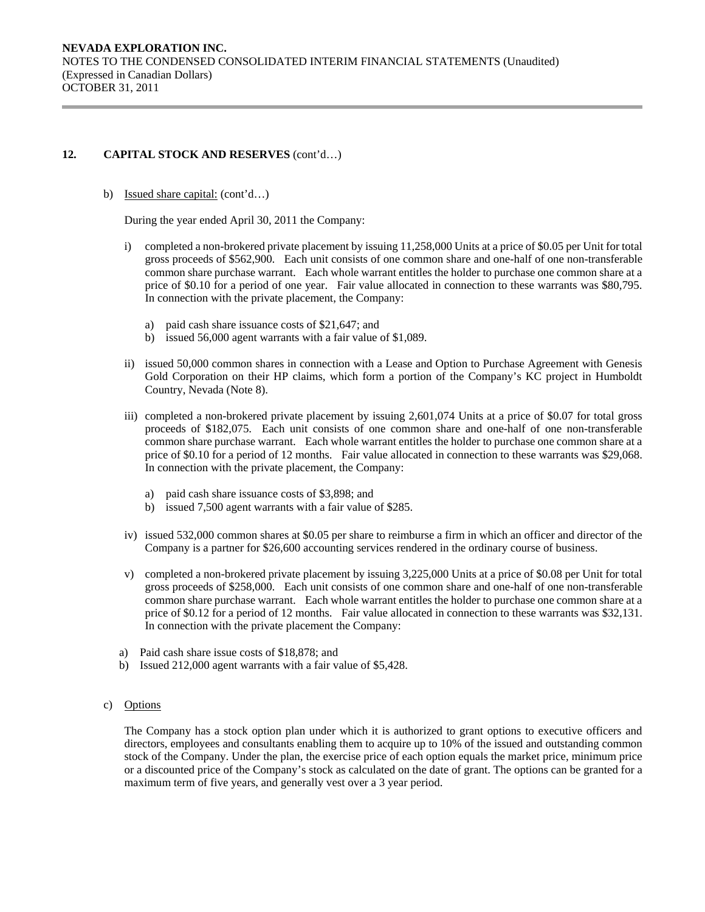## 12. CAPITAL STOCK AND RESERVES (cont'd…)

b) Issued share capital: (cont'd…)

During the year ended April 30, 2011 the Company:

i) completed a non-brokered private placement by issuing 11,258,000 Units at a price of $0.05 per Unit for total gross proceeds of $562,900. Each unit consists of one common share and one-half of one non-transferable common share purchase warrant. Each whole warrant entitles the holder to purchase one common share at a price of $0.10 for a period of one year. Fair value allocated in connection to these warrants was $80,795. In connection with the private placement, the Company:

   a) paid cash share issuance costs of $21,647; and
   b) issued 56,000 agent warrants with a fair value of $1,089.

ii) issued 50,000 common shares in connection with a Lease and Option to Purchase Agreement with Genesis Gold Corporation on their HP claims, which form a portion of the Company's KC project in Humboldt Country, Nevada (Note 8).

iii) completed a non-brokered private placement by issuing 2,601,074 Units at a price of $0.07 for total gross proceeds of $182,075. Each unit consists of one common share and one-half of one non-transferable common share purchase warrant. Each whole warrant entitles the holder to purchase one common share at a price of $0.10 for a period of 12 months. Fair value allocated in connection to these warrants was $29,068. In connection with the private placement, the Company:

   a) paid cash share issuance costs of $3,898; and
   b) issued 7,500 agent warrants with a fair value of $285.

iv) issued 532,000 common shares at $0.05 per share to reimburse a firm in which an officer and director of the Company is a partner for $26,600 accounting services rendered in the ordinary course of business.

v) completed a non-brokered private placement by issuing 3,225,000 Units at a price of $0.08 per Unit for total gross proceeds of $258,000. Each unit consists of one common share and one-half of one non-transferable common share purchase warrant. Each whole warrant entitles the holder to purchase one common share at a price of $0.12 for a period of 12 months. Fair value allocated in connection to these warrants was $32,131. In connection with the private placement the Company:

   a) Paid cash share issue costs of $18,878; and
   b) Issued 212,000 agent warrants with a fair value of $5,428.

c) Options

The Company has a stock option plan under which it is authorized to grant options to executive officers and directors, employees and consultants enabling them to acquire up to 10% of the issued and outstanding common stock of the Company. Under the plan, the exercise price of each option equals the market price, minimum price or a discounted price of the Company's stock as calculated on the date of grant. The options can be granted for a maximum term of five years, and generally vest over a 3 year period.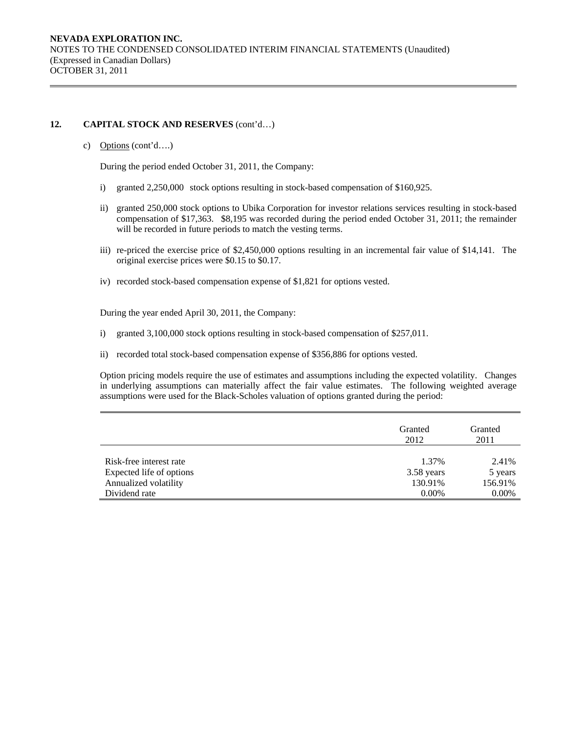## 12. CAPITAL STOCK AND RESERVES (cont'd…)

c) Options (cont'd….)

During the period ended October 31, 2011, the Company:

i) granted 2,250,000 stock options resulting in stock-based compensation of $160,925.

ii) granted 250,000 stock options to Ubika Corporation for investor relations services resulting in stock-based compensation of $17,363. $8,195 was recorded during the period ended October 31, 2011; the remainder will be recorded in future periods to match the vesting terms.

iii) re-priced the exercise price of $2,450,000 options resulting in an incremental fair value of $14,141. The original exercise prices were $0.15 to $0.17.

iv) recorded stock-based compensation expense of $1,821 for options vested.

During the year ended April 30, 2011, the Company:

i) granted 3,100,000 stock options resulting in stock-based compensation of $257,011.

ii) recorded total stock-based compensation expense of $356,886 for options vested.

Option pricing models require the use of estimates and assumptions including the expected volatility. Changes in underlying assumptions can materially affect the fair value estimates. The following weighted average assumptions were used for the Black-Scholes valuation of options granted during the period:

| | Granted 2012 | Granted 2011 |
|---|---|---|
| Risk-free interest rate | 1.37% | 2.41% |
| Expected life of options | 3.58 years | 5 years |
| Annualized volatility | 130.91% | 156.91% |
| Dividend rate | 0.00% | 0.00% |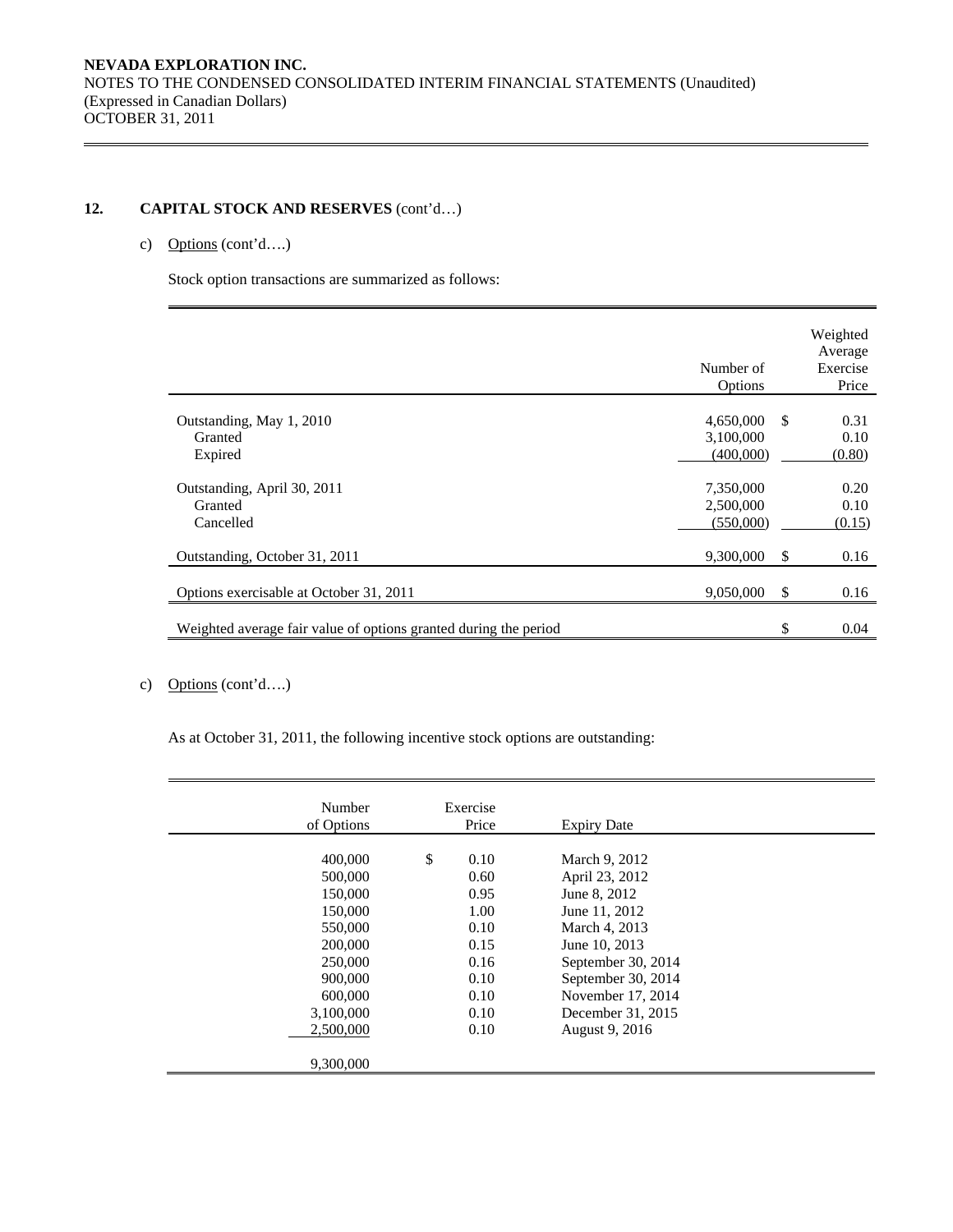## 12. CAPITAL STOCK AND RESERVES (cont'd…)

c) Options (cont'd….)

Stock option transactions are summarized as follows:

| | Number of Options | Weighted Average Exercise Price |
|---|---|---|
| Outstanding, May 1, 2010 | 4,650,000 | $ 0.31 |
| Granted | 3,100,000 | 0.10 |
| Expired | (400,000) | (0.80) |
| Outstanding, April 30, 2011 | 7,350,000 | 0.20 |
| Granted | 2,500,000 | 0.10 |
| Cancelled | (550,000) | (0.15) |
| Outstanding, October 31, 2011 | 9,300,000 | $ 0.16 |
| Options exercisable at October 31, 2011 | 9,050,000 | $ 0.16 |
| Weighted average fair value of options granted during the period | | $ 0.04 |

c) Options (cont'd….)

As at October 31, 2011, the following incentive stock options are outstanding:

| Number of Options | Exercise Price | Expiry Date |
|---|---|---|
| 400,000 | $ 0.10 | March 9, 2012 |
| 500,000 | 0.60 | April 23, 2012 |
| 150,000 | 0.95 | June 8, 2012 |
| 150,000 | 1.00 | June 11, 2012 |
| 550,000 | 0.10 | March 4, 2013 |
| 200,000 | 0.15 | June 10, 2013 |
| 250,000 | 0.16 | September 30, 2014 |
| 900,000 | 0.10 | September 30, 2014 |
| 600,000 | 0.10 | November 17, 2014 |
| 3,100,000 | 0.10 | December 31, 2015 |
| 2,500,000 | 0.10 | August 9, 2016 |
| 9,300,000 | | |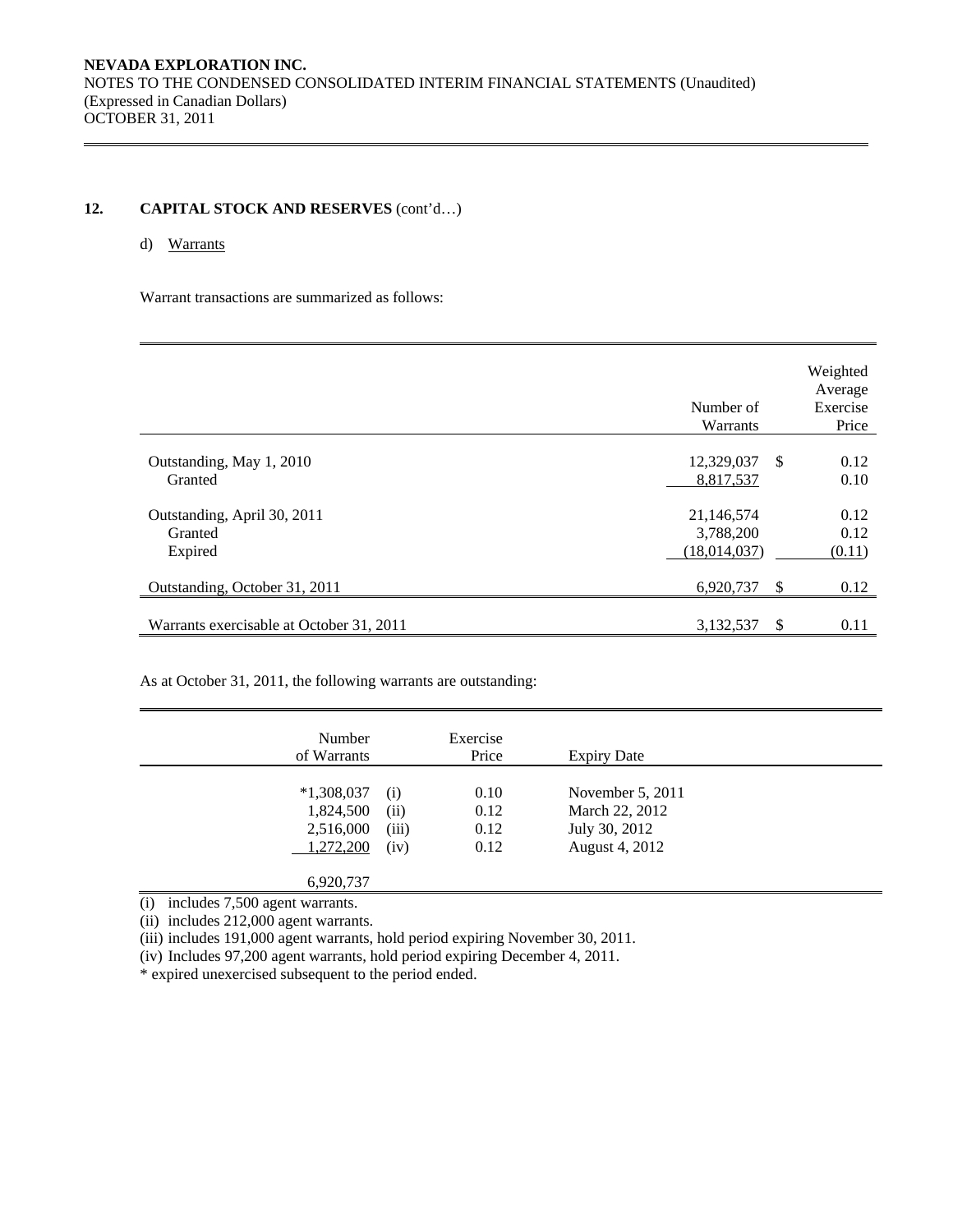NEVADA EXPLORATION INC.
NOTES TO THE CONDENSED CONSOLIDATED INTERIM FINANCIAL STATEMENTS (Unaudited)
(Expressed in Canadian Dollars)
OCTOBER 31, 2011

## 12. CAPITAL STOCK AND RESERVES (cont'd…)

d) Warrants

Warrant transactions are summarized as follows:

| | Number of Warrants | Weighted Average Exercise Price |
|---|---|---|
| Outstanding, May 1, 2010 | 12,329,037 | $ 0.12 |
| Granted | 8,817,537 | 0.10 |
| Outstanding, April 30, 2011 | 21,146,574 | 0.12 |
| Granted | 3,788,200 | 0.12 |
| Expired | (18,014,037) | (0.11) |
| Outstanding, October 31, 2011 | 6,920,737 | $ 0.12 |
| Warrants exercisable at October 31, 2011 | 3,132,537 | $ 0.11 |

As at October 31, 2011, the following warrants are outstanding:

| Number of Warrants | | Exercise Price | Expiry Date |
|---|---|---|---|
| *1,308,037 | (i) | 0.10 | November 5, 2011 |
| 1,824,500 | (ii) | 0.12 | March 22, 2012 |
| 2,516,000 | (iii) | 0.12 | July 30, 2012 |
| 1,272,200 | (iv) | 0.12 | August 4, 2012 |
| 6,920,737 | | | |

(i) includes 7,500 agent warrants.
(ii) includes 212,000 agent warrants.
(iii) includes 191,000 agent warrants, hold period expiring November 30, 2011.
(iv) Includes 97,200 agent warrants, hold period expiring December 4, 2011.
* expired unexercised subsequent to the period ended.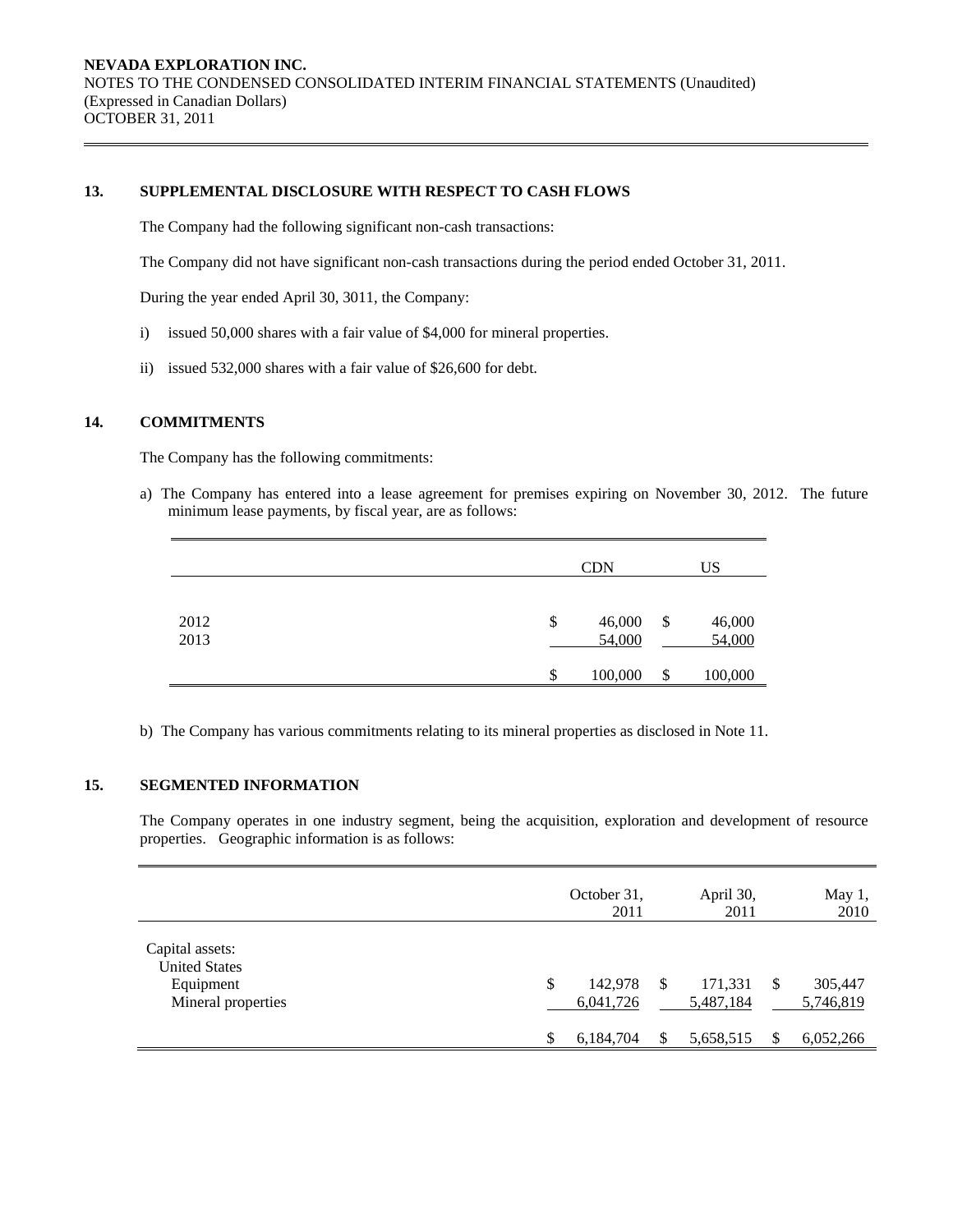## 13. SUPPLEMENTAL DISCLOSURE WITH RESPECT TO CASH FLOWS

The Company had the following significant non-cash transactions:

The Company did not have significant non-cash transactions during the period ended October 31, 2011.

During the year ended April 30, 3011, the Company:

i) issued 50,000 shares with a fair value of $4,000 for mineral properties.

ii) issued 532,000 shares with a fair value of $26,600 for debt.

## 14. COMMITMENTS

The Company has the following commitments:

a) The Company has entered into a lease agreement for premises expiring on November 30, 2012. The future minimum lease payments, by fiscal year, are as follows:

| | CDN | US |
|---|---|---|
| 2012 | $ 46,000 | $ 46,000 |
| 2013 | 54,000 | 54,000 |
| | $ 100,000 | $ 100,000 |

b) The Company has various commitments relating to its mineral properties as disclosed in Note 11.

## 15. SEGMENTED INFORMATION

The Company operates in one industry segment, being the acquisition, exploration and development of resource properties. Geographic information is as follows:

| | October 31, 2011 | April 30, 2011 | May 1, 2010 |
|---|---|---|---|
| Capital assets: | | | |
| United States | | | |
| Equipment | $ 142,978 | $ 171,331 | $ 305,447 |
| Mineral properties | 6,041,726 | 5,487,184 | 5,746,819 |
| | $ 6,184,704 | $ 5,658,515 | $ 6,052,266 |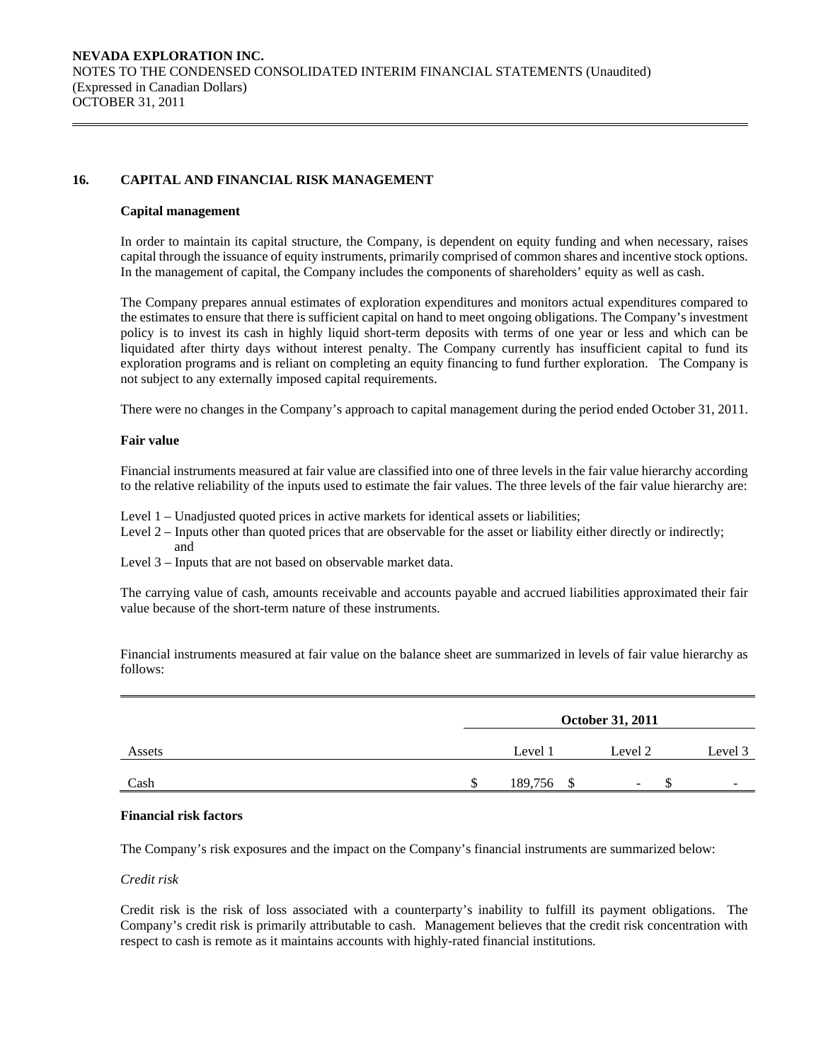## 16. CAPITAL AND FINANCIAL RISK MANAGEMENT

### Capital management

In order to maintain its capital structure, the Company, is dependent on equity funding and when necessary, raises capital through the issuance of equity instruments, primarily comprised of common shares and incentive stock options. In the management of capital, the Company includes the components of shareholders' equity as well as cash.

The Company prepares annual estimates of exploration expenditures and monitors actual expenditures compared to the estimates to ensure that there is sufficient capital on hand to meet ongoing obligations. The Company's investment policy is to invest its cash in highly liquid short-term deposits with terms of one year or less and which can be liquidated after thirty days without interest penalty. The Company currently has insufficient capital to fund its exploration programs and is reliant on completing an equity financing to fund further exploration. The Company is not subject to any externally imposed capital requirements.

There were no changes in the Company's approach to capital management during the period ended October 31, 2011.

### Fair value

Financial instruments measured at fair value are classified into one of three levels in the fair value hierarchy according to the relative reliability of the inputs used to estimate the fair values. The three levels of the fair value hierarchy are:

Level 1 – Unadjusted quoted prices in active markets for identical assets or liabilities;
Level 2 – Inputs other than quoted prices that are observable for the asset or liability either directly or indirectly; and
Level 3 – Inputs that are not based on observable market data.

The carrying value of cash, amounts receivable and accounts payable and accrued liabilities approximated their fair value because of the short-term nature of these instruments.

Financial instruments measured at fair value on the balance sheet are summarized in levels of fair value hierarchy as follows:

| | October 31, 2011 | | |
|---|---|---|---|
| Assets | Level 1 | Level 2 | Level 3 |
| Cash | $ 189,756 | $ - | $ - |

### Financial risk factors

The Company's risk exposures and the impact on the Company's financial instruments are summarized below:

*Credit risk*

Credit risk is the risk of loss associated with a counterparty's inability to fulfill its payment obligations. The Company's credit risk is primarily attributable to cash. Management believes that the credit risk concentration with respect to cash is remote as it maintains accounts with highly-rated financial institutions.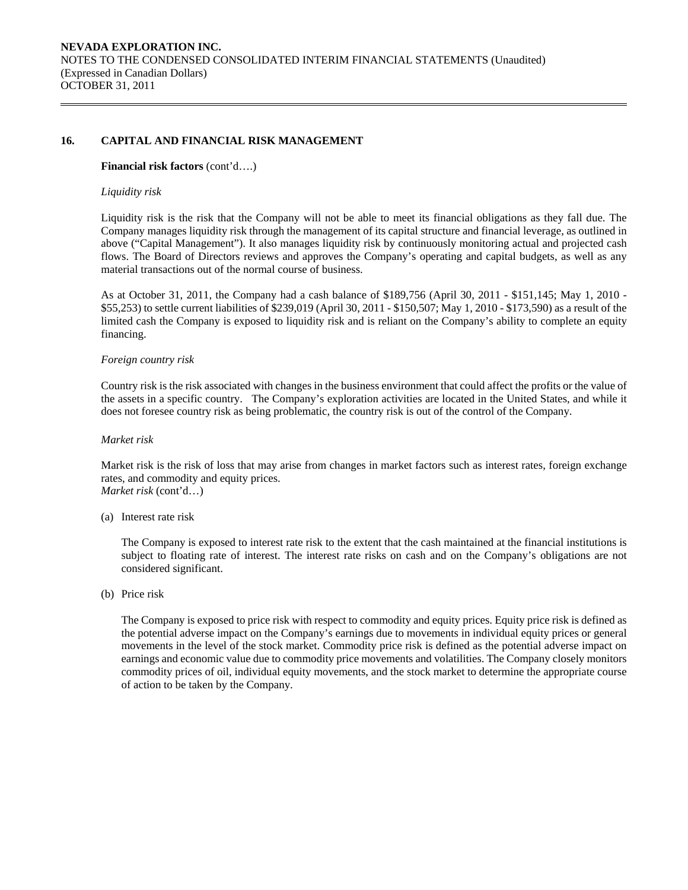## 16. CAPITAL AND FINANCIAL RISK MANAGEMENT

**Financial risk factors** (cont'd….)

*Liquidity risk*

Liquidity risk is the risk that the Company will not be able to meet its financial obligations as they fall due. The Company manages liquidity risk through the management of its capital structure and financial leverage, as outlined in above ("Capital Management"). It also manages liquidity risk by continuously monitoring actual and projected cash flows. The Board of Directors reviews and approves the Company's operating and capital budgets, as well as any material transactions out of the normal course of business.

As at October 31, 2011, the Company had a cash balance of $189,756 (April 30, 2011 - $151,145; May 1, 2010 - $55,253) to settle current liabilities of $239,019 (April 30, 2011 - $150,507; May 1, 2010 - $173,590) as a result of the limited cash the Company is exposed to liquidity risk and is reliant on the Company's ability to complete an equity financing.

*Foreign country risk*

Country risk is the risk associated with changes in the business environment that could affect the profits or the value of the assets in a specific country. The Company's exploration activities are located in the United States, and while it does not foresee country risk as being problematic, the country risk is out of the control of the Company.

*Market risk*

Market risk is the risk of loss that may arise from changes in market factors such as interest rates, foreign exchange rates, and commodity and equity prices.
*Market risk* (cont'd…)

(a) Interest rate risk

The Company is exposed to interest rate risk to the extent that the cash maintained at the financial institutions is subject to floating rate of interest. The interest rate risks on cash and on the Company's obligations are not considered significant.

(b) Price risk

The Company is exposed to price risk with respect to commodity and equity prices. Equity price risk is defined as the potential adverse impact on the Company's earnings due to movements in individual equity prices or general movements in the level of the stock market. Commodity price risk is defined as the potential adverse impact on earnings and economic value due to commodity price movements and volatilities. The Company closely monitors commodity prices of oil, individual equity movements, and the stock market to determine the appropriate course of action to be taken by the Company.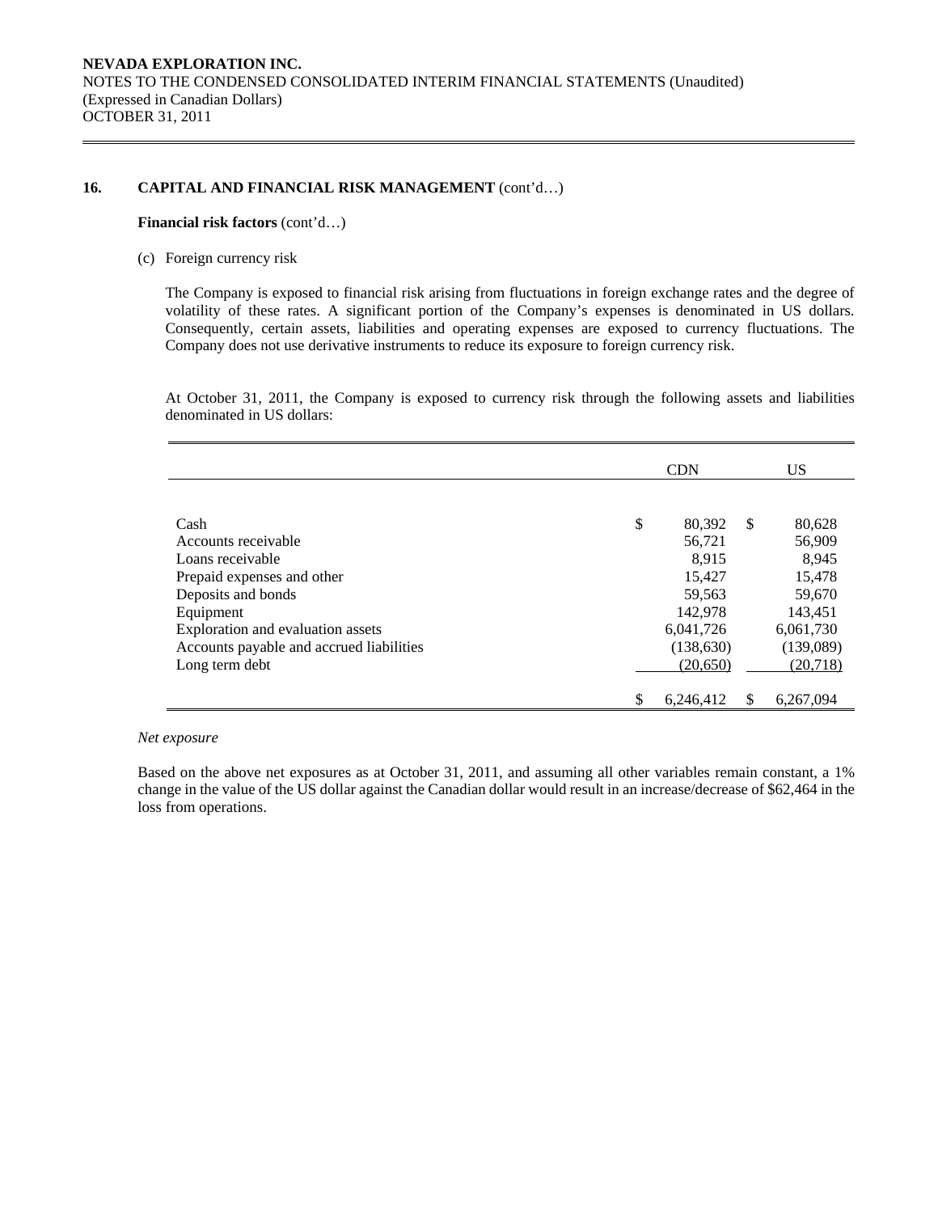## 16. CAPITAL AND FINANCIAL RISK MANAGEMENT (cont'd…)

**Financial risk factors** (cont'd…)

(c) Foreign currency risk

The Company is exposed to financial risk arising from fluctuations in foreign exchange rates and the degree of volatility of these rates. A significant portion of the Company's expenses is denominated in US dollars. Consequently, certain assets, liabilities and operating expenses are exposed to currency fluctuations. The Company does not use derivative instruments to reduce its exposure to foreign currency risk.

At October 31, 2011, the Company is exposed to currency risk through the following assets and liabilities denominated in US dollars:

| | CDN | US |
|---|---|---|
| Cash | $ 80,392 | $ 80,628 |
| Accounts receivable | 56,721 | 56,909 |
| Loans receivable | 8,915 | 8,945 |
| Prepaid expenses and other | 15,427 | 15,478 |
| Deposits and bonds | 59,563 | 59,670 |
| Equipment | 142,978 | 143,451 |
| Exploration and evaluation assets | 6,041,726 | 6,061,730 |
| Accounts payable and accrued liabilities | (138,630) | (139,089) |
| Long term debt | (20,650) | (20,718) |
| | $ 6,246,412 | $ 6,267,094 |

*Net exposure*

Based on the above net exposures as at October 31, 2011, and assuming all other variables remain constant, a 1% change in the value of the US dollar against the Canadian dollar would result in an increase/decrease of $62,464 in the loss from operations.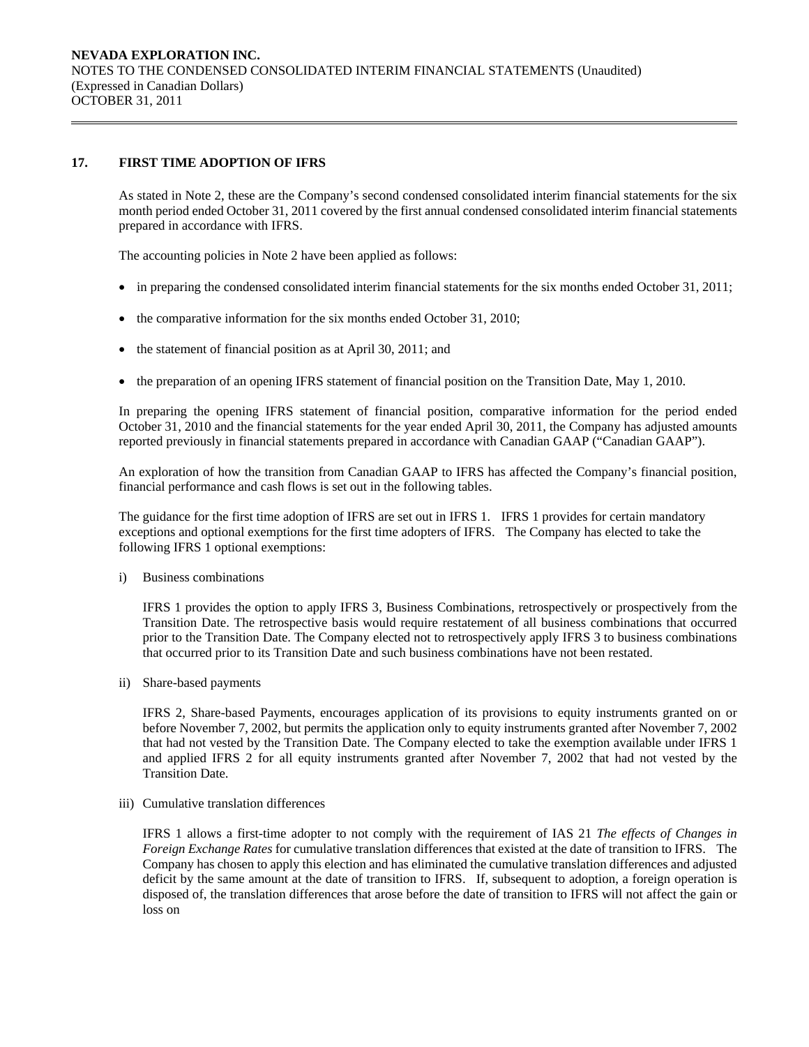## 17. FIRST TIME ADOPTION OF IFRS

As stated in Note 2, these are the Company's second condensed consolidated interim financial statements for the six month period ended October 31, 2011 covered by the first annual condensed consolidated interim financial statements prepared in accordance with IFRS.

The accounting policies in Note 2 have been applied as follows:

- in preparing the condensed consolidated interim financial statements for the six months ended October 31, 2011;
- the comparative information for the six months ended October 31, 2010;
- the statement of financial position as at April 30, 2011; and
- the preparation of an opening IFRS statement of financial position on the Transition Date, May 1, 2010.

In preparing the opening IFRS statement of financial position, comparative information for the period ended October 31, 2010 and the financial statements for the year ended April 30, 2011, the Company has adjusted amounts reported previously in financial statements prepared in accordance with Canadian GAAP ("Canadian GAAP").

An exploration of how the transition from Canadian GAAP to IFRS has affected the Company's financial position, financial performance and cash flows is set out in the following tables.

The guidance for the first time adoption of IFRS are set out in IFRS 1. IFRS 1 provides for certain mandatory exceptions and optional exemptions for the first time adopters of IFRS. The Company has elected to take the following IFRS 1 optional exemptions:

i) Business combinations

IFRS 1 provides the option to apply IFRS 3, Business Combinations, retrospectively or prospectively from the Transition Date. The retrospective basis would require restatement of all business combinations that occurred prior to the Transition Date. The Company elected not to retrospectively apply IFRS 3 to business combinations that occurred prior to its Transition Date and such business combinations have not been restated.

ii) Share-based payments

IFRS 2, Share-based Payments, encourages application of its provisions to equity instruments granted on or before November 7, 2002, but permits the application only to equity instruments granted after November 7, 2002 that had not vested by the Transition Date. The Company elected to take the exemption available under IFRS 1 and applied IFRS 2 for all equity instruments granted after November 7, 2002 that had not vested by the Transition Date.

iii) Cumulative translation differences

IFRS 1 allows a first-time adopter to not comply with the requirement of IAS 21 *The effects of Changes in Foreign Exchange Rates* for cumulative translation differences that existed at the date of transition to IFRS. The Company has chosen to apply this election and has eliminated the cumulative translation differences and adjusted deficit by the same amount at the date of transition to IFRS. If, subsequent to adoption, a foreign operation is disposed of, the translation differences that arose before the date of transition to IFRS will not affect the gain or loss on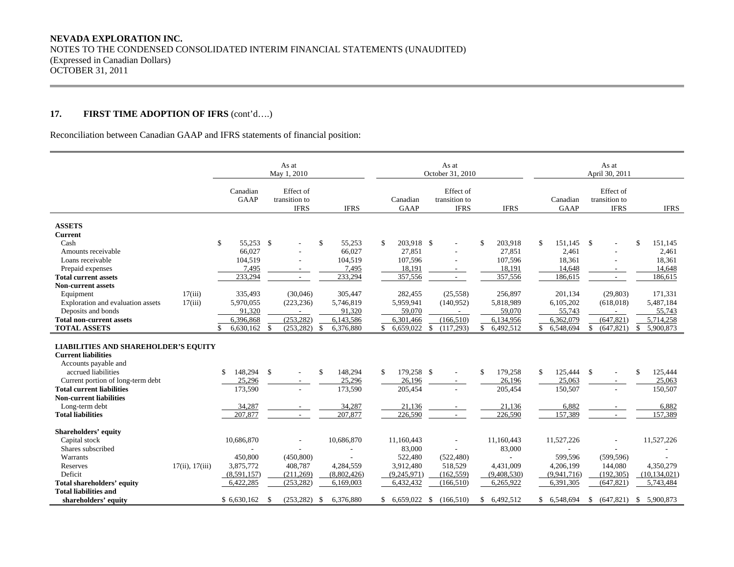**NEVADA EXPLORATION INC.**
NOTES TO THE CONDENSED CONSOLIDATED INTERIM FINANCIAL STATEMENTS (UNAUDITED)
(Expressed in Canadian Dollars)
OCTOBER 31, 2011

## 17. FIRST TIME ADOPTION OF IFRS (cont'd….)

Reconciliation between Canadian GAAP and IFRS statements of financial position:

| | | As at May 1, 2010 | | | As at October 31, 2010 | | | As at April 30, 2011 | | |
|---|---|---|---|---|---|---|---|---|---|---|
| | | Canadian GAAP | Effect of transition to IFRS | IFRS | Canadian GAAP | Effect of transition to IFRS | IFRS | Canadian GAAP | Effect of transition to IFRS | IFRS |
| **ASSETS** | | | | | | | | | | |
| **Current** | | | | | | | | | | |
| Cash | | $ 55,253 | $ - | $ 55,253 | $ 203,918 | $ - | $ 203,918 | $ 151,145 | $ - | $ 151,145 |
| Amounts receivable | | 66,027 | - | 66,027 | 27,851 | - | 27,851 | 2,461 | - | 2,461 |
| Loans receivable | | 104,519 | - | 104,519 | 107,596 | - | 107,596 | 18,361 | - | 18,361 |
| Prepaid expenses | | 7,495 | - | 7,495 | 18,191 | - | 18,191 | 14,648 | - | 14,648 |
| **Total current assets** | | 233,294 | - | 233,294 | 357,556 | - | 357,556 | 186,615 | - | 186,615 |
| **Non-current assets** | | | | | | | | | | |
| Equipment | 17(iii) | 335,493 | (30,046) | 305,447 | 282,455 | (25,558) | 256,897 | 201,134 | (29,803) | 171,331 |
| Exploration and evaluation assets | 17(iii) | 5,970,055 | (223,236) | 5,746,819 | 5,959,941 | (140,952) | 5,818,989 | 6,105,202 | (618,018) | 5,487,184 |
| Deposits and bonds | | 91,320 | - | 91,320 | 59,070 | - | 59,070 | 55,743 | - | 55,743 |
| **Total non-current assets** | | 6,396,868 | (253,282) | 6,143,586 | 6,301,466 | (166,510) | 6,134,956 | 6,362,079 | (647,821) | 5,714,258 |
| **TOTAL ASSETS** | | $ 6,630,162 | $ (253,282) | $ 6,376,880 | $ 6,659,022 | $ (117,293) | $ 6,492,512 | $ 6,548,694 | $ (647,821) | $ 5,900,873 |
| **LIABILITIES AND SHAREHOLDER'S EQUITY** | | | | | | | | | | |
| **Current liabilities** | | | | | | | | | | |
| Accounts payable and accrued liabilities | | $ 148,294 | $ - | $ 148,294 | $ 179,258 | $ - | $ 179,258 | $ 125,444 | $ - | $ 125,444 |
| Current portion of long-term debt | | 25,296 | - | 25,296 | 26,196 | - | 26,196 | 25,063 | - | 25,063 |
| **Total current liabilities** | | 173,590 | - | 173,590 | 205,454 | - | 205,454 | 150,507 | - | 150,507 |
| **Non-current liabilities** | | | | | | | | | | |
| Long-term debt | | 34,287 | - | 34,287 | 21,136 | - | 21,136 | 6,882 | - | 6,882 |
| **Total liabilities** | | 207,877 | - | 207,877 | 226,590 | - | 226,590 | 157,389 | - | 157,389 |
| **Shareholders' equity** | | | | | | | | | | |
| Capital stock | | 10,686,870 | - | 10,686,870 | 11,160,443 | - | 11,160,443 | 11,527,226 | - | 11,527,226 |
| Shares subscribed | | - | - | - | 83,000 | - | 83,000 | - | - | - |
| Warrants | | 450,800 | (450,800) | - | 522,480 | (522,480) | - | 599,596 | (599,596) | - |
| Reserves | 17(ii), 17(iii) | 3,875,772 | 408,787 | 4,284,559 | 3,912,480 | 518,529 | 4,431,009 | 4,206,199 | 144,080 | 4,350,279 |
| Deficit | | (8,591,157) | (211,269) | (8,802,426) | (9,245,971) | (162,559) | (9,408,530) | (9,941,716) | (192,305) | (10,134,021) |
| **Total shareholders' equity** | | 6,422,285 | (253,282) | 6,169,003 | 6,432,432 | (166,510) | 6,265,922 | 6,391,305 | (647,821) | 5,743,484 |
| **Total liabilities and shareholders' equity** | | $ 6,630,162 | $ (253,282) | $ 6,376,880 | $ 6,659,022 | $ (166,510) | $ 6,492,512 | $ 6,548,694 | $ (647,821) | $ 5,900,873 |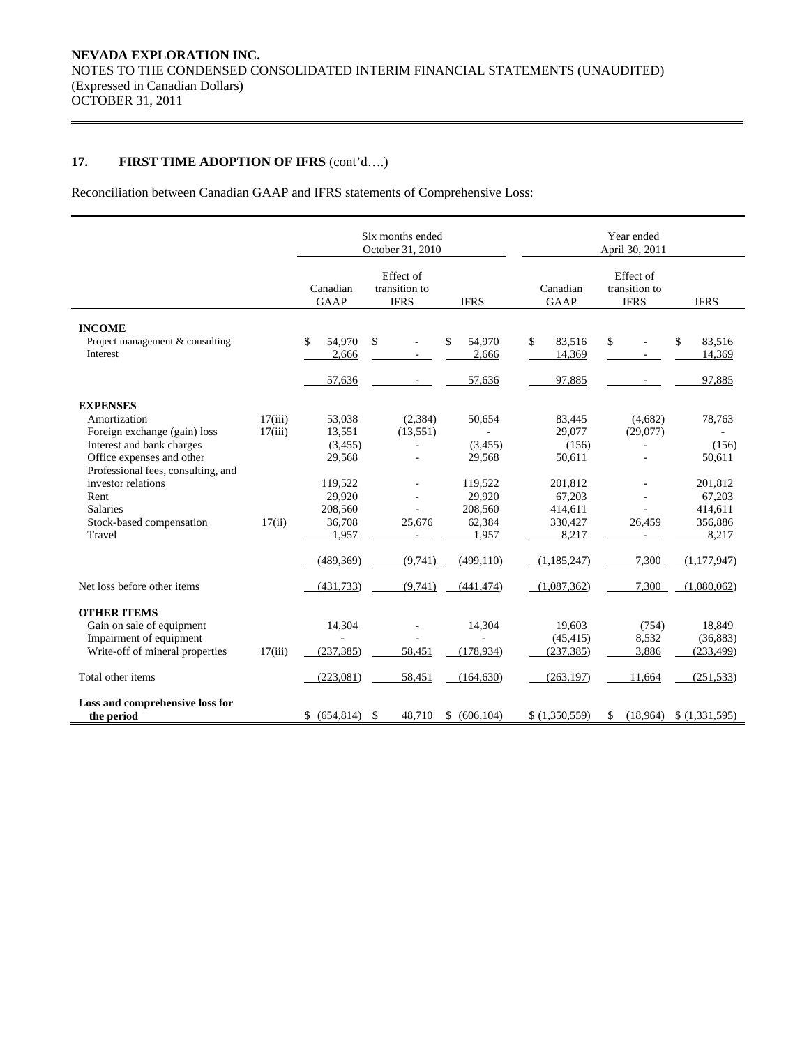**NEVADA EXPLORATION INC.**
NOTES TO THE CONDENSED CONSOLIDATED INTERIM FINANCIAL STATEMENTS (UNAUDITED)
(Expressed in Canadian Dollars)
OCTOBER 31, 2011

## 17. FIRST TIME ADOPTION OF IFRS (cont'd….)

Reconciliation between Canadian GAAP and IFRS statements of Comprehensive Loss:

| | | Six months ended October 31, 2010 | | | Year ended April 30, 2011 | | |
|---|---|---|---|---|---|---|---|
| | | Canadian GAAP | Effect of transition to IFRS | IFRS | Canadian GAAP | Effect of transition to IFRS | IFRS |
| **INCOME** | | | | | | | |
| Project management & consulting | | $ 54,970 | $ - | $ 54,970 | $ 83,516 | $ - | $ 83,516 |
| Interest | | 2,666 | - | 2,666 | 14,369 | - | 14,369 |
| | | 57,636 | - | 57,636 | 97,885 | - | 97,885 |
| **EXPENSES** | | | | | | | |
| Amortization | 17(iii) | 53,038 | (2,384) | 50,654 | 83,445 | (4,682) | 78,763 |
| Foreign exchange (gain) loss | 17(iii) | 13,551 | (13,551) | - | 29,077 | (29,077) | - |
| Interest and bank charges | | (3,455) | - | (3,455) | (156) | - | (156) |
| Office expenses and other | | 29,568 | - | 29,568 | 50,611 | - | 50,611 |
| Professional fees, consulting, and investor relations | | 119,522 | - | 119,522 | 201,812 | - | 201,812 |
| Rent | | 29,920 | - | 29,920 | 67,203 | - | 67,203 |
| Salaries | | 208,560 | - | 208,560 | 414,611 | - | 414,611 |
| Stock-based compensation | 17(ii) | 36,708 | 25,676 | 62,384 | 330,427 | 26,459 | 356,886 |
| Travel | | 1,957 | - | 1,957 | 8,217 | - | 8,217 |
| | | (489,369) | (9,741) | (499,110) | (1,185,247) | 7,300 | (1,177,947) |
| Net loss before other items | | (431,733) | (9,741) | (441,474) | (1,087,362) | 7,300 | (1,080,062) |
| **OTHER ITEMS** | | | | | | | |
| Gain on sale of equipment | | 14,304 | - | 14,304 | 19,603 | (754) | 18,849 |
| Impairment of equipment | | - | - | - | (45,415) | 8,532 | (36,883) |
| Write-off of mineral properties | 17(iii) | (237,385) | 58,451 | (178,934) | (237,385) | 3,886 | (233,499) |
| Total other items | | (223,081) | 58,451 | (164,630) | (263,197) | 11,664 | (251,533) |
| **Loss and comprehensive loss for the period** | | $ (654,814) | $ 48,710 | $ (606,104) | $ (1,350,559) | $ (18,964) | $ (1,331,595) |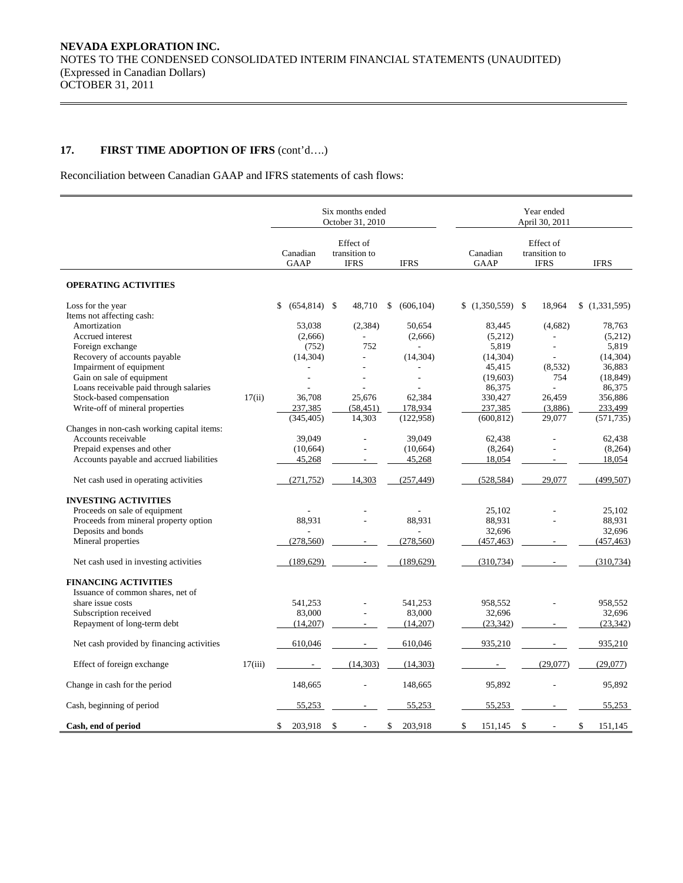## 17. FIRST TIME ADOPTION OF IFRS (cont'd….)

Reconciliation between Canadian GAAP and IFRS statements of cash flows:

| | | Six months ended October 31, 2010 | | | Year ended April 30, 2011 | | |
|---|---|---|---|---|---|---|---|
| | | Canadian GAAP | Effect of transition to IFRS | IFRS | Canadian GAAP | Effect of transition to IFRS | IFRS |
| **OPERATING ACTIVITIES** | | | | | | | |
| Loss for the year | | $ (654,814) | $ 48,710 | $ (606,104) | $ (1,350,559) | $ 18,964 | $ (1,331,595) |
| Items not affecting cash: | | | | | | | |
| Amortization | | 53,038 | (2,384) | 50,654 | 83,445 | (4,682) | 78,763 |
| Accrued interest | | (2,666) | - | (2,666) | (5,212) | - | (5,212) |
| Foreign exchange | | (752) | 752 | - | 5,819 | - | 5,819 |
| Recovery of accounts payable | | (14,304) | - | (14,304) | (14,304) | - | (14,304) |
| Impairment of equipment | | - | - | - | 45,415 | (8,532) | 36,883 |
| Gain on sale of equipment | | - | - | - | (19,603) | 754 | (18,849) |
| Loans receivable paid through salaries | | - | - | - | 86,375 | - | 86,375 |
| Stock-based compensation | 17(ii) | 36,708 | 25,676 | 62,384 | 330,427 | 26,459 | 356,886 |
| Write-off of mineral properties | | 237,385 | (58,451) | 178,934 | 237,385 | (3,886) | 233,499 |
| | | (345,405) | 14,303 | (122,958) | (600,812) | 29,077 | (571,735) |
| Changes in non-cash working capital items: | | | | | | | |
| Accounts receivable | | 39,049 | - | 39,049 | 62,438 | - | 62,438 |
| Prepaid expenses and other | | (10,664) | - | (10,664) | (8,264) | - | (8,264) |
| Accounts payable and accrued liabilities | | 45,268 | - | 45,268 | 18,054 | - | 18,054 |
| Net cash used in operating activities | | (271,752) | 14,303 | (257,449) | (528,584) | 29,077 | (499,507) |
| **INVESTING ACTIVITIES** | | | | | | | |
| Proceeds on sale of equipment | | - | - | - | 25,102 | - | 25,102 |
| Proceeds from mineral property option | | 88,931 | - | 88,931 | 88,931 | - | 88,931 |
| Deposits and bonds | | - | | - | 32,696 | | 32,696 |
| Mineral properties | | (278,560) | - | (278,560) | (457,463) | - | (457,463) |
| Net cash used in investing activities | | (189,629) | - | (189,629) | (310,734) | - | (310,734) |
| **FINANCING ACTIVITIES** | | | | | | | |
| Issuance of common shares, net of share issue costs | | 541,253 | - | 541,253 | 958,552 | - | 958,552 |
| Subscription received | | 83,000 | - | 83,000 | 32,696 | - | 32,696 |
| Repayment of long-term debt | | (14,207) | - | (14,207) | (23,342) | - | (23,342) |
| Net cash provided by financing activities | | 610,046 | - | 610,046 | 935,210 | - | 935,210 |
| Effect of foreign exchange | 17(iii) | - | (14,303) | (14,303) | - | (29,077) | (29,077) |
| Change in cash for the period | | 148,665 | - | 148,665 | 95,892 | - | 95,892 |
| Cash, beginning of period | | 55,253 | - | 55,253 | 55,253 | - | 55,253 |
| **Cash, end of period** | | $ 203,918 | $ - | $ 203,918 | $ 151,145 | $ - | $ 151,145 |